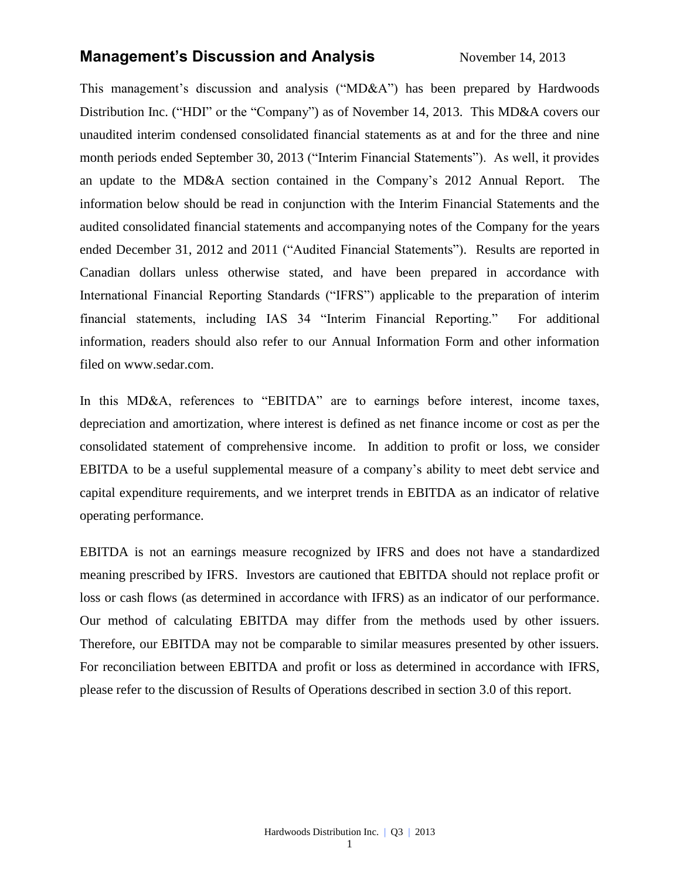# Management's Discussion and Analysis

November 14, 2013

This management's discussion and analysis ("MD&A") has been prepared by Hardwoods Distribution Inc. ("HDI" or the "Company") as of November 14, 2013. This MD&A covers our unaudited interim condensed consolidated financial statements as at and for the three and nine month periods ended September 30, 2013 ("Interim Financial Statements"). As well, it provides an update to the MD&A section contained in the Company's 2012 Annual Report. The information below should be read in conjunction with the Interim Financial Statements and the audited consolidated financial statements and accompanying notes of the Company for the years ended December 31, 2012 and 2011 ("Audited Financial Statements"). Results are reported in Canadian dollars unless otherwise stated, and have been prepared in accordance with International Financial Reporting Standards ("IFRS") applicable to the preparation of interim financial statements, including IAS 34 "Interim Financial Reporting." For additional information, readers should also refer to our Annual Information Form and other information filed on www.sedar.com.

In this MD&A, references to "EBITDA" are to earnings before interest, income taxes, depreciation and amortization, where interest is defined as net finance income or cost as per the consolidated statement of comprehensive income. In addition to profit or loss, we consider EBITDA to be a useful supplemental measure of a company's ability to meet debt service and capital expenditure requirements, and we interpret trends in EBITDA as an indicator of relative operating performance.

EBITDA is not an earnings measure recognized by IFRS and does not have a standardized meaning prescribed by IFRS. Investors are cautioned that EBITDA should not replace profit or loss or cash flows (as determined in accordance with IFRS) as an indicator of our performance. Our method of calculating EBITDA may differ from the methods used by other issuers. Therefore, our EBITDA may not be comparable to similar measures presented by other issuers. For reconciliation between EBITDA and profit or loss as determined in accordance with IFRS, please refer to the discussion of Results of Operations described in section 3.0 of this report.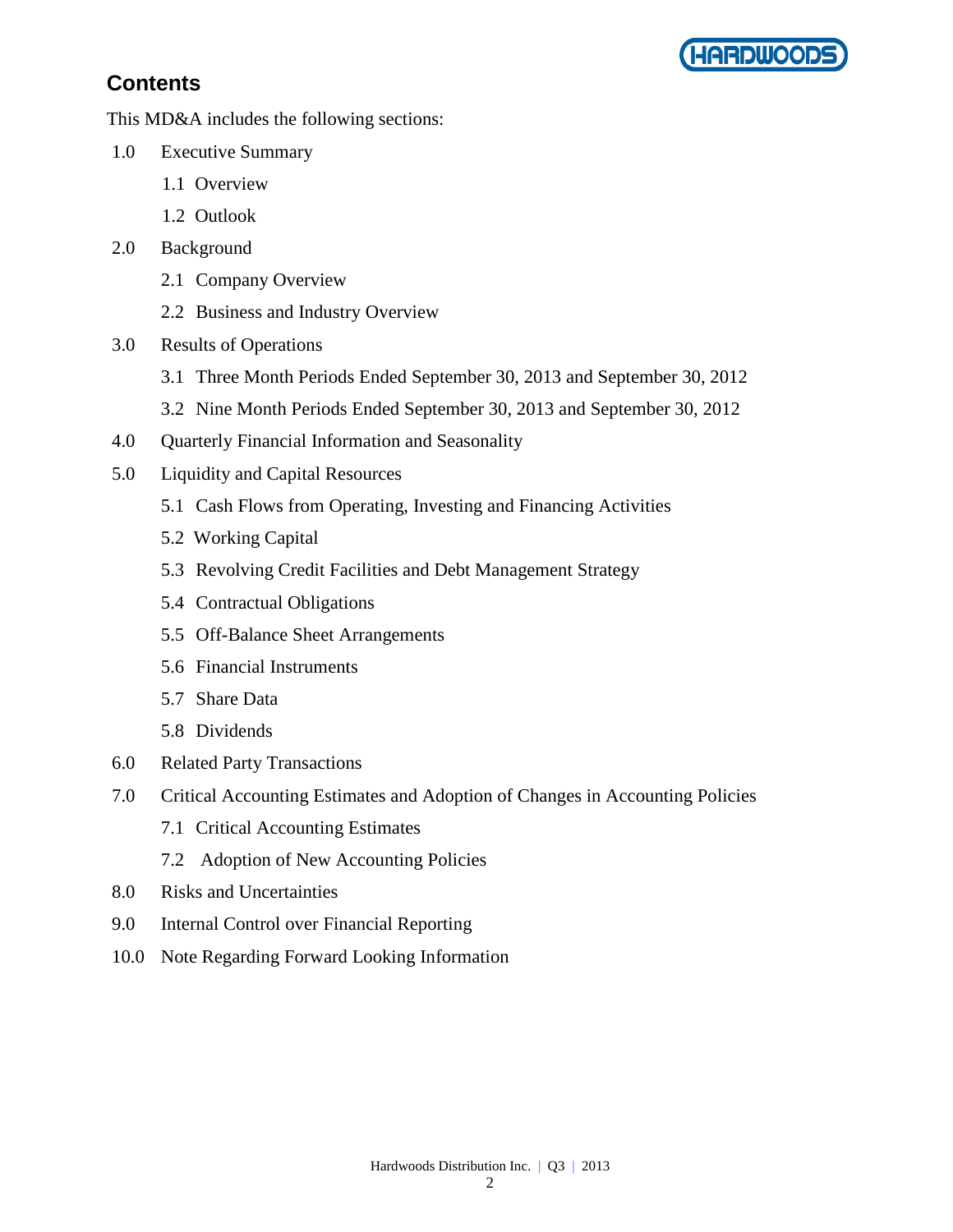## Contents

This MD&A includes the following sections:

- 1.0 Executive Summary
  - 1.1 Overview
  - 1.2 Outlook
- 2.0 Background
  - 2.1 Company Overview
  - 2.2 Business and Industry Overview
- 3.0 Results of Operations
  - 3.1 Three Month Periods Ended September 30, 2013 and September 30, 2012
  - 3.2 Nine Month Periods Ended September 30, 2013 and September 30, 2012
- 4.0 Quarterly Financial Information and Seasonality
- 5.0 Liquidity and Capital Resources
  - 5.1 Cash Flows from Operating, Investing and Financing Activities
  - 5.2 Working Capital
  - 5.3 Revolving Credit Facilities and Debt Management Strategy
  - 5.4 Contractual Obligations
  - 5.5 Off-Balance Sheet Arrangements
  - 5.6 Financial Instruments
  - 5.7 Share Data
  - 5.8 Dividends
- 6.0 Related Party Transactions
- 7.0 Critical Accounting Estimates and Adoption of Changes in Accounting Policies
  - 7.1 Critical Accounting Estimates
  - 7.2 Adoption of New Accounting Policies
- 8.0 Risks and Uncertainties
- 9.0 Internal Control over Financial Reporting
- 10.0 Note Regarding Forward Looking Information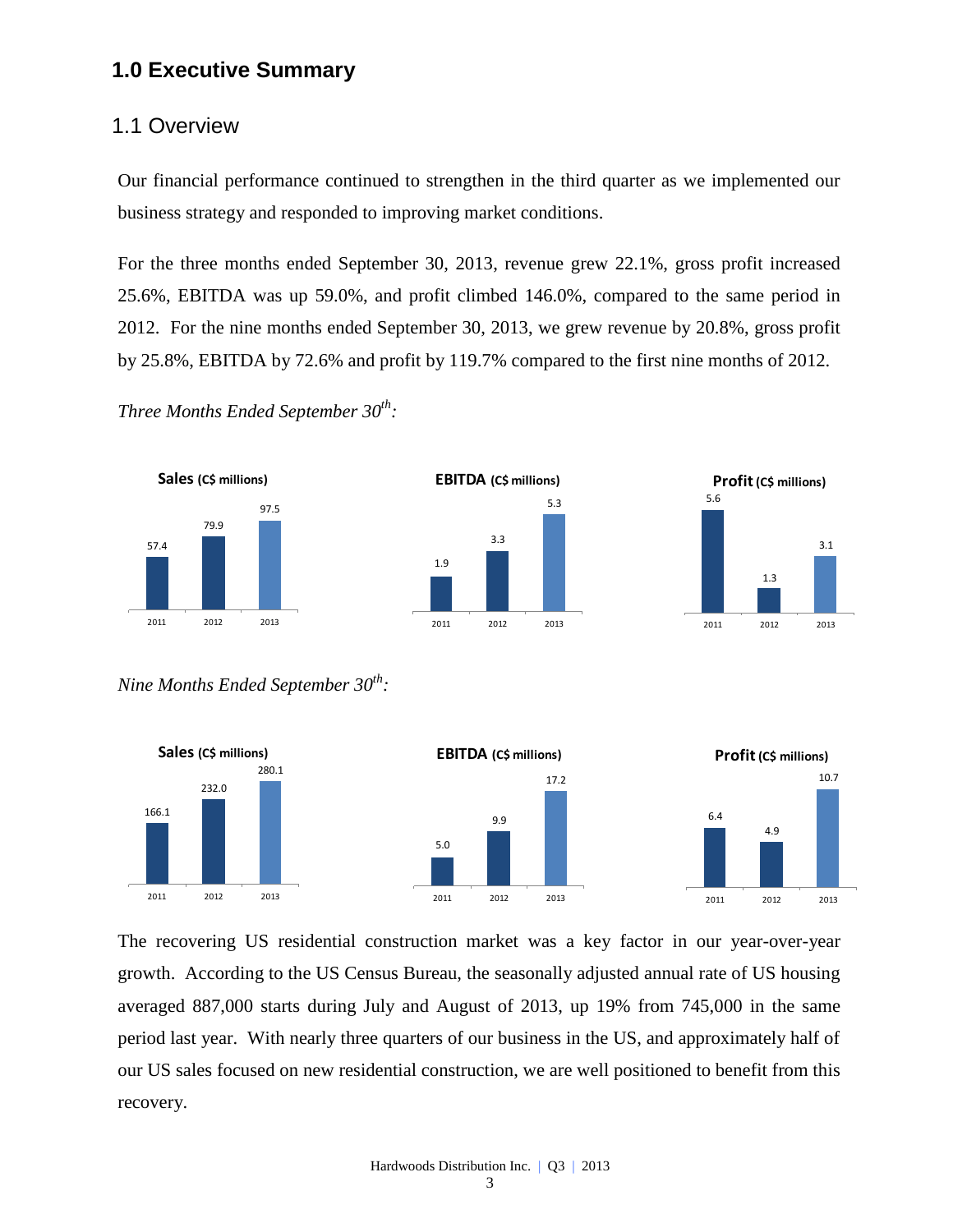# 1.0 Executive Summary

## 1.1 Overview

Our financial performance continued to strengthen in the third quarter as we implemented our business strategy and responded to improving market conditions.

For the three months ended September 30, 2013, revenue grew 22.1%, gross profit increased 25.6%, EBITDA was up 59.0%, and profit climbed 146.0%, compared to the same period in 2012. For the nine months ended September 30, 2013, we grew revenue by 20.8%, gross profit by 25.8%, EBITDA by 72.6% and profit by 119.7% compared to the first nine months of 2012.

*Three Months Ended September 30th:*

| | 2011 | 2012 | 2013 |
|---|---|---|---|
| Sales (C$ millions) | 57.4 | 79.9 | 97.5 |
| EBITDA (C$ millions) | 1.9 | 3.3 | 5.3 |
| Profit (C$ millions) | 5.6 | 1.3 | 3.1 |

*Nine Months Ended September 30th:*

| | 2011 | 2012 | 2013 |
|---|---|---|---|
| Sales (C$ millions) | 166.1 | 232.0 | 280.1 |
| EBITDA (C$ millions) | 5.0 | 9.9 | 17.2 |
| Profit (C$ millions) | 6.4 | 4.9 | 10.7 |

The recovering US residential construction market was a key factor in our year-over-year growth. According to the US Census Bureau, the seasonally adjusted annual rate of US housing averaged 887,000 starts during July and August of 2013, up 19% from 745,000 in the same period last year. With nearly three quarters of our business in the US, and approximately half of our US sales focused on new residential construction, we are well positioned to benefit from this recovery.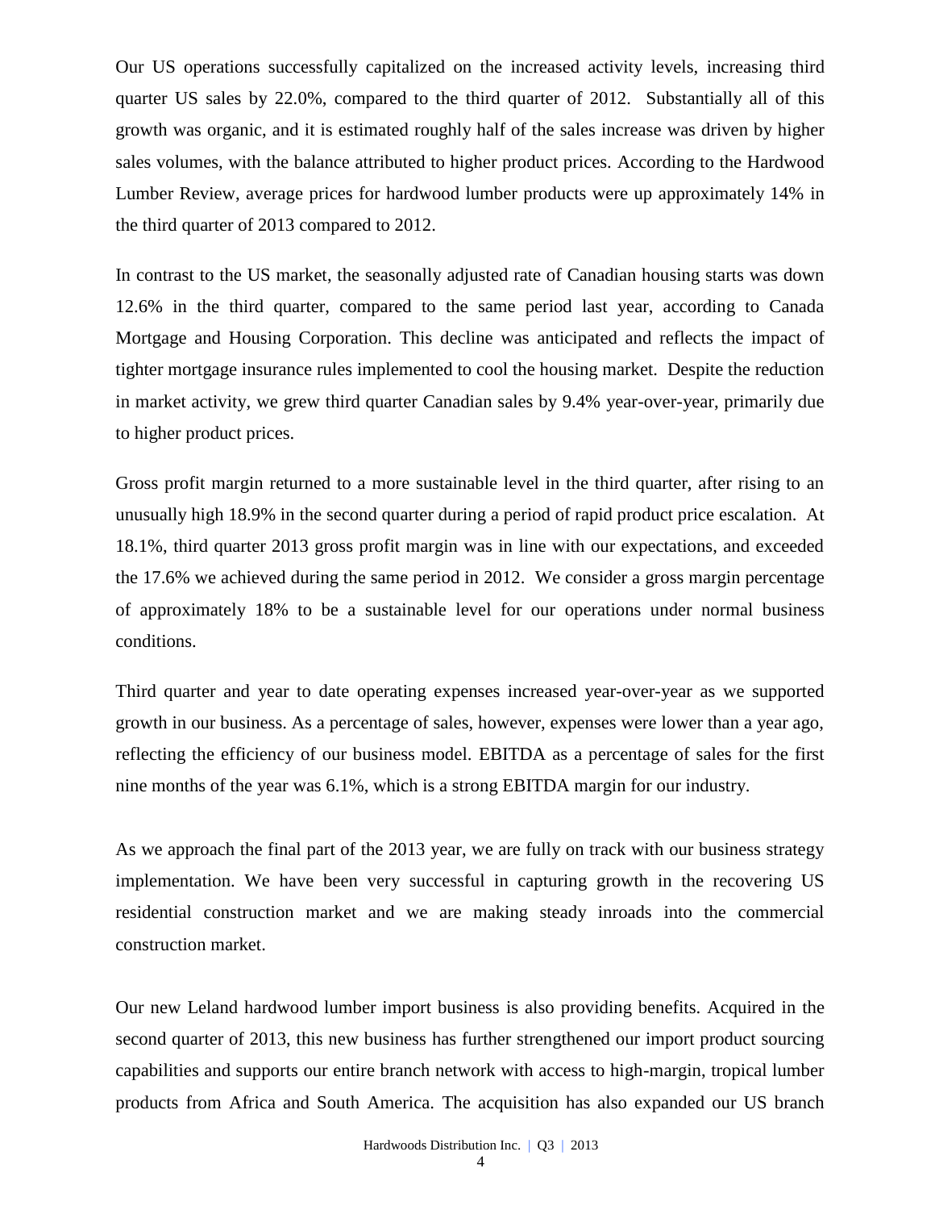Our US operations successfully capitalized on the increased activity levels, increasing third quarter US sales by 22.0%, compared to the third quarter of 2012. Substantially all of this growth was organic, and it is estimated roughly half of the sales increase was driven by higher sales volumes, with the balance attributed to higher product prices. According to the Hardwood Lumber Review, average prices for hardwood lumber products were up approximately 14% in the third quarter of 2013 compared to 2012.

In contrast to the US market, the seasonally adjusted rate of Canadian housing starts was down 12.6% in the third quarter, compared to the same period last year, according to Canada Mortgage and Housing Corporation. This decline was anticipated and reflects the impact of tighter mortgage insurance rules implemented to cool the housing market. Despite the reduction in market activity, we grew third quarter Canadian sales by 9.4% year-over-year, primarily due to higher product prices.

Gross profit margin returned to a more sustainable level in the third quarter, after rising to an unusually high 18.9% in the second quarter during a period of rapid product price escalation. At 18.1%, third quarter 2013 gross profit margin was in line with our expectations, and exceeded the 17.6% we achieved during the same period in 2012. We consider a gross margin percentage of approximately 18% to be a sustainable level for our operations under normal business conditions.

Third quarter and year to date operating expenses increased year-over-year as we supported growth in our business. As a percentage of sales, however, expenses were lower than a year ago, reflecting the efficiency of our business model. EBITDA as a percentage of sales for the first nine months of the year was 6.1%, which is a strong EBITDA margin for our industry.

As we approach the final part of the 2013 year, we are fully on track with our business strategy implementation. We have been very successful in capturing growth in the recovering US residential construction market and we are making steady inroads into the commercial construction market.

Our new Leland hardwood lumber import business is also providing benefits. Acquired in the second quarter of 2013, this new business has further strengthened our import product sourcing capabilities and supports our entire branch network with access to high-margin, tropical lumber products from Africa and South America. The acquisition has also expanded our US branch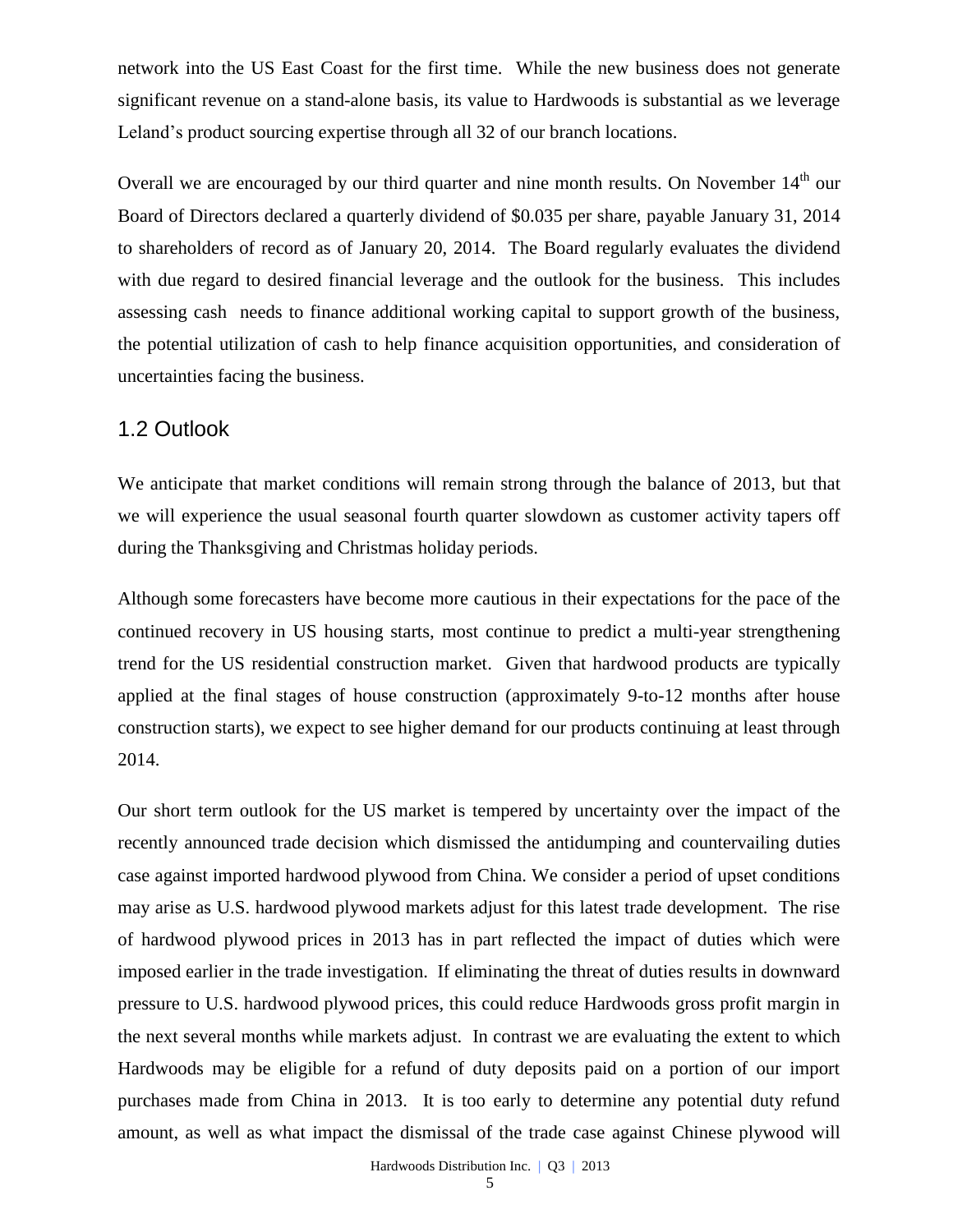network into the US East Coast for the first time. While the new business does not generate significant revenue on a stand-alone basis, its value to Hardwoods is substantial as we leverage Leland's product sourcing expertise through all 32 of our branch locations.

Overall we are encouraged by our third quarter and nine month results. On November 14th our Board of Directors declared a quarterly dividend of $0.035 per share, payable January 31, 2014 to shareholders of record as of January 20, 2014. The Board regularly evaluates the dividend with due regard to desired financial leverage and the outlook for the business. This includes assessing cash needs to finance additional working capital to support growth of the business, the potential utilization of cash to help finance acquisition opportunities, and consideration of uncertainties facing the business.

## 1.2 Outlook

We anticipate that market conditions will remain strong through the balance of 2013, but that we will experience the usual seasonal fourth quarter slowdown as customer activity tapers off during the Thanksgiving and Christmas holiday periods.

Although some forecasters have become more cautious in their expectations for the pace of the continued recovery in US housing starts, most continue to predict a multi-year strengthening trend for the US residential construction market. Given that hardwood products are typically applied at the final stages of house construction (approximately 9-to-12 months after house construction starts), we expect to see higher demand for our products continuing at least through 2014.

Our short term outlook for the US market is tempered by uncertainty over the impact of the recently announced trade decision which dismissed the antidumping and countervailing duties case against imported hardwood plywood from China. We consider a period of upset conditions may arise as U.S. hardwood plywood markets adjust for this latest trade development. The rise of hardwood plywood prices in 2013 has in part reflected the impact of duties which were imposed earlier in the trade investigation. If eliminating the threat of duties results in downward pressure to U.S. hardwood plywood prices, this could reduce Hardwoods gross profit margin in the next several months while markets adjust. In contrast we are evaluating the extent to which Hardwoods may be eligible for a refund of duty deposits paid on a portion of our import purchases made from China in 2013. It is too early to determine any potential duty refund amount, as well as what impact the dismissal of the trade case against Chinese plywood will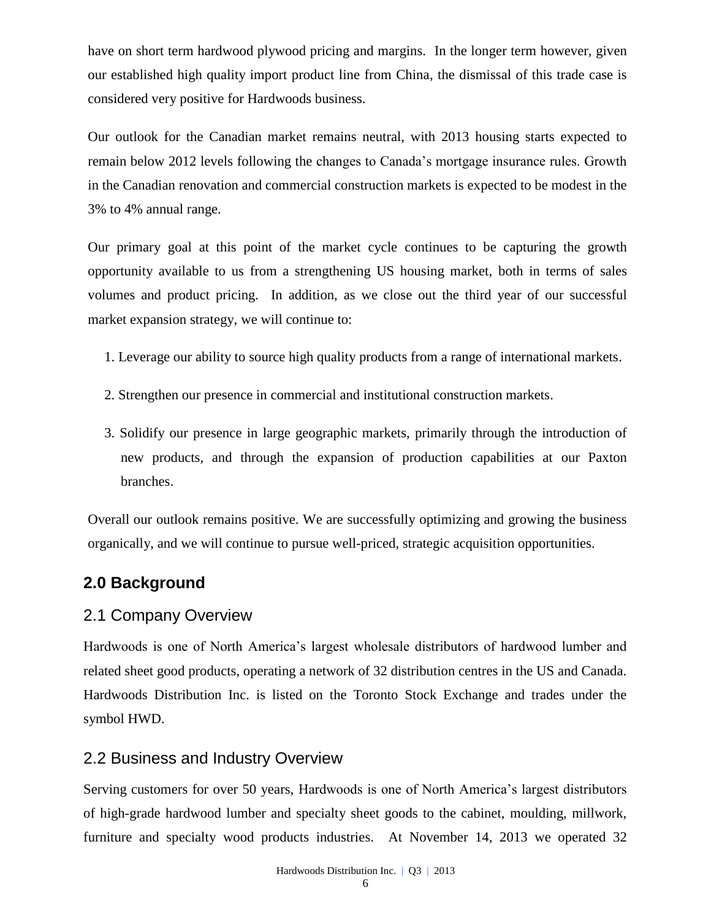have on short term hardwood plywood pricing and margins. In the longer term however, given our established high quality import product line from China, the dismissal of this trade case is considered very positive for Hardwoods business.

Our outlook for the Canadian market remains neutral, with 2013 housing starts expected to remain below 2012 levels following the changes to Canada's mortgage insurance rules. Growth in the Canadian renovation and commercial construction markets is expected to be modest in the 3% to 4% annual range.

Our primary goal at this point of the market cycle continues to be capturing the growth opportunity available to us from a strengthening US housing market, both in terms of sales volumes and product pricing. In addition, as we close out the third year of our successful market expansion strategy, we will continue to:

1. Leverage our ability to source high quality products from a range of international markets.
2. Strengthen our presence in commercial and institutional construction markets.
3. Solidify our presence in large geographic markets, primarily through the introduction of new products, and through the expansion of production capabilities at our Paxton branches.

Overall our outlook remains positive. We are successfully optimizing and growing the business organically, and we will continue to pursue well-priced, strategic acquisition opportunities.

## 2.0 Background

### 2.1 Company Overview

Hardwoods is one of North America's largest wholesale distributors of hardwood lumber and related sheet good products, operating a network of 32 distribution centres in the US and Canada. Hardwoods Distribution Inc. is listed on the Toronto Stock Exchange and trades under the symbol HWD.

### 2.2 Business and Industry Overview

Serving customers for over 50 years, Hardwoods is one of North America's largest distributors of high-grade hardwood lumber and specialty sheet goods to the cabinet, moulding, millwork, furniture and specialty wood products industries. At November 14, 2013 we operated 32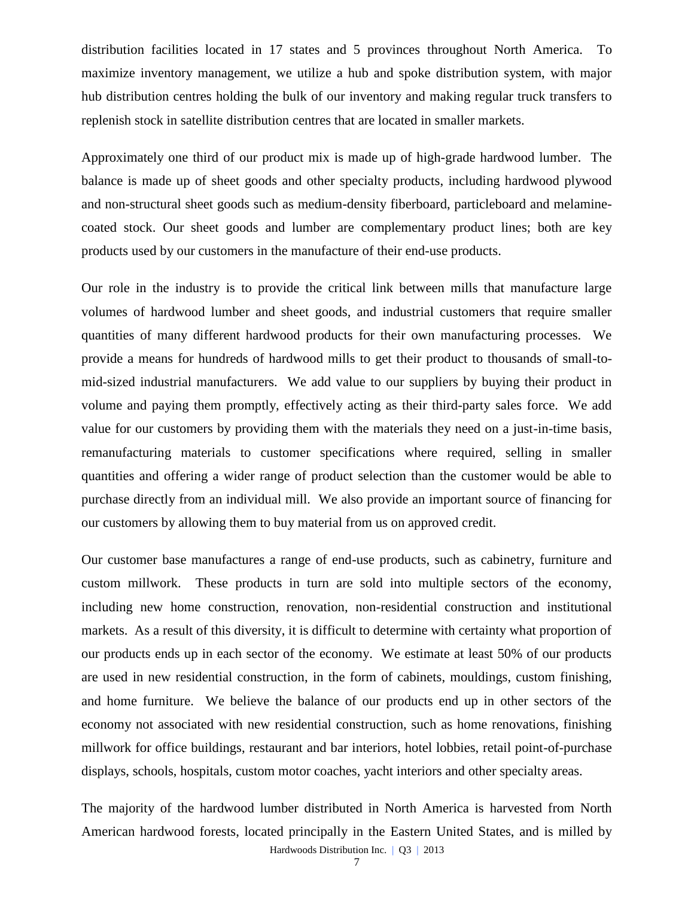distribution facilities located in 17 states and 5 provinces throughout North America. To maximize inventory management, we utilize a hub and spoke distribution system, with major hub distribution centres holding the bulk of our inventory and making regular truck transfers to replenish stock in satellite distribution centres that are located in smaller markets.

Approximately one third of our product mix is made up of high-grade hardwood lumber. The balance is made up of sheet goods and other specialty products, including hardwood plywood and non-structural sheet goods such as medium-density fiberboard, particleboard and melamine-coated stock. Our sheet goods and lumber are complementary product lines; both are key products used by our customers in the manufacture of their end-use products.

Our role in the industry is to provide the critical link between mills that manufacture large volumes of hardwood lumber and sheet goods, and industrial customers that require smaller quantities of many different hardwood products for their own manufacturing processes. We provide a means for hundreds of hardwood mills to get their product to thousands of small-to-mid-sized industrial manufacturers. We add value to our suppliers by buying their product in volume and paying them promptly, effectively acting as their third-party sales force. We add value for our customers by providing them with the materials they need on a just-in-time basis, remanufacturing materials to customer specifications where required, selling in smaller quantities and offering a wider range of product selection than the customer would be able to purchase directly from an individual mill. We also provide an important source of financing for our customers by allowing them to buy material from us on approved credit.

Our customer base manufactures a range of end-use products, such as cabinetry, furniture and custom millwork. These products in turn are sold into multiple sectors of the economy, including new home construction, renovation, non-residential construction and institutional markets. As a result of this diversity, it is difficult to determine with certainty what proportion of our products ends up in each sector of the economy. We estimate at least 50% of our products are used in new residential construction, in the form of cabinets, mouldings, custom finishing, and home furniture. We believe the balance of our products end up in other sectors of the economy not associated with new residential construction, such as home renovations, finishing millwork for office buildings, restaurant and bar interiors, hotel lobbies, retail point-of-purchase displays, schools, hospitals, custom motor coaches, yacht interiors and other specialty areas.

The majority of the hardwood lumber distributed in North America is harvested from North American hardwood forests, located principally in the Eastern United States, and is milled by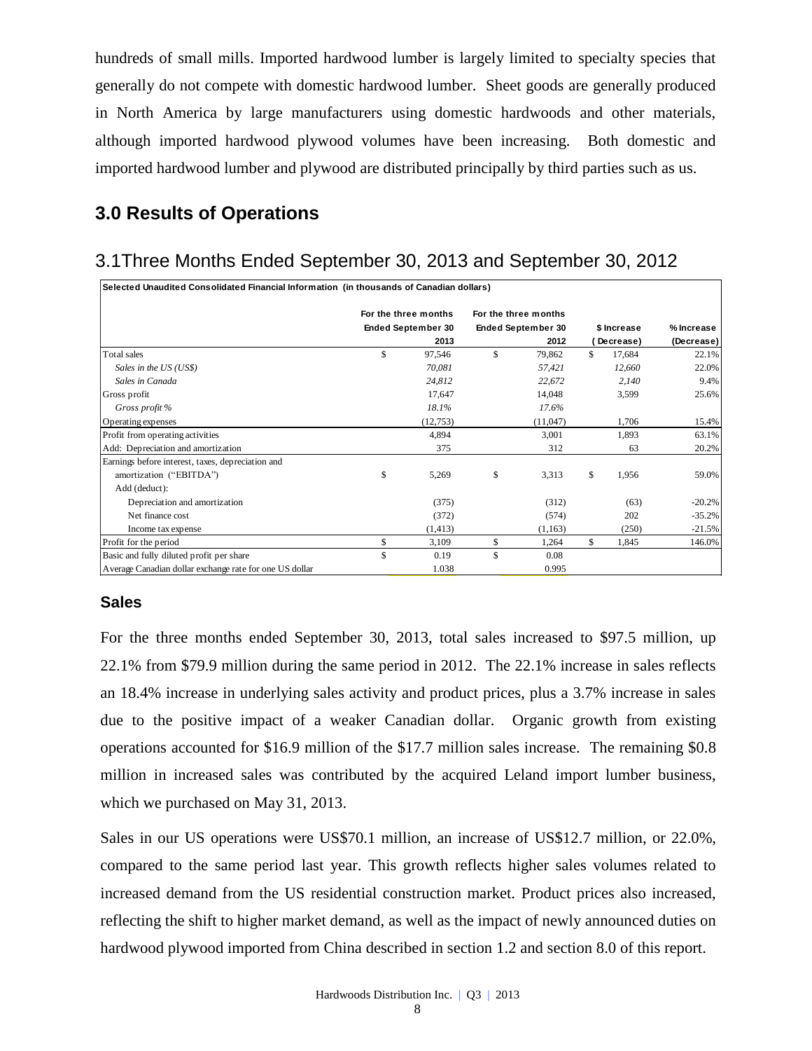hundreds of small mills. Imported hardwood lumber is largely limited to specialty species that generally do not compete with domestic hardwood lumber. Sheet goods are generally produced in North America by large manufacturers using domestic hardwoods and other materials, although imported hardwood plywood volumes have been increasing. Both domestic and imported hardwood lumber and plywood are distributed principally by third parties such as us.

## 3.0 Results of Operations

### 3.1Three Months Ended September 30, 2013 and September 30, 2012

| Selected Unaudited Consolidated Financial Information (in thousands of Canadian dollars) | For the three months Ended September 30 2013 | For the three months Ended September 30 2012 | $ Increase (Decrease) | % Increase (Decrease) |
|---|---|---|---|---|
| Total sales | $ 97,546 | $ 79,862 | $ 17,684 | 22.1% |
| *Sales in the US (US$)* | *70,081* | *57,421* | *12,660* | 22.0% |
| *Sales in Canada* | *24,812* | *22,672* | *2,140* | 9.4% |
| Gross profit | 17,647 | 14,048 | 3,599 | 25.6% |
| *Gross profit %* | *18.1%* | *17.6%* | | |
| Operating expenses | (12,753) | (11,047) | 1,706 | 15.4% |
| Profit from operating activities | 4,894 | 3,001 | 1,893 | 63.1% |
| Add: Depreciation and amortization | 375 | 312 | 63 | 20.2% |
| Earnings before interest, taxes, depreciation and amortization ("EBITDA") | $ 5,269 | $ 3,313 | $ 1,956 | 59.0% |
| Add (deduct): | | | | |
| Depreciation and amortization | (375) | (312) | (63) | -20.2% |
| Net finance cost | (372) | (574) | 202 | -35.2% |
| Income tax expense | (1,413) | (1,163) | (250) | -21.5% |
| Profit for the period | $ 3,109 | $ 1,264 | $ 1,845 | 146.0% |
| Basic and fully diluted profit per share | $ 0.19 | $ 0.08 | | |
| Average Canadian dollar exchange rate for one US dollar | 1.038 | 0.995 | | |

### Sales

For the three months ended September 30, 2013, total sales increased to $97.5 million, up 22.1% from $79.9 million during the same period in 2012. The 22.1% increase in sales reflects an 18.4% increase in underlying sales activity and product prices, plus a 3.7% increase in sales due to the positive impact of a weaker Canadian dollar. Organic growth from existing operations accounted for $16.9 million of the $17.7 million sales increase. The remaining $0.8 million in increased sales was contributed by the acquired Leland import lumber business, which we purchased on May 31, 2013.

Sales in our US operations were US$70.1 million, an increase of US$12.7 million, or 22.0%, compared to the same period last year. This growth reflects higher sales volumes related to increased demand from the US residential construction market. Product prices also increased, reflecting the shift to higher market demand, as well as the impact of newly announced duties on hardwood plywood imported from China described in section 1.2 and section 8.0 of this report.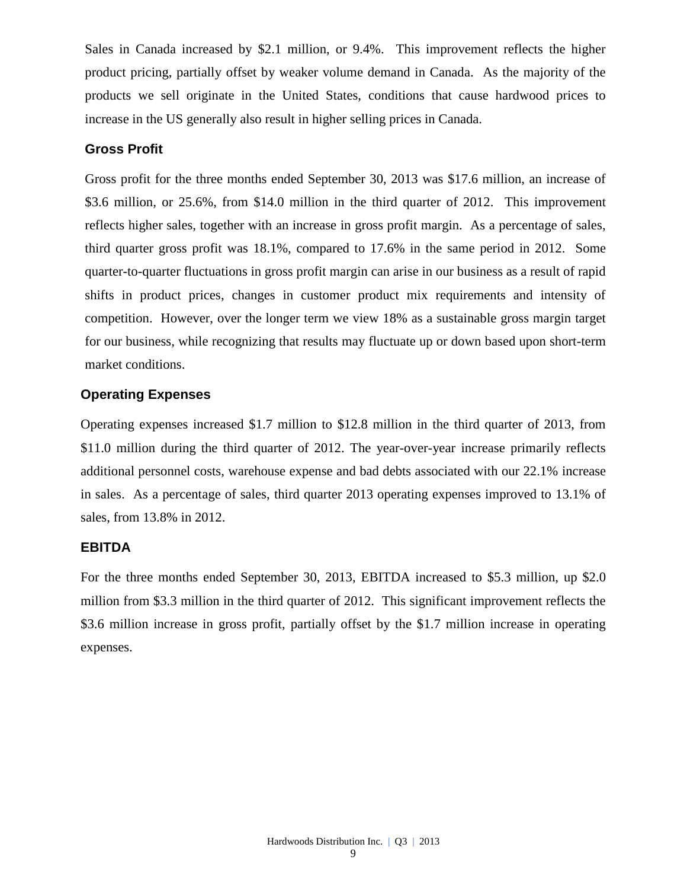Sales in Canada increased by $2.1 million, or 9.4%. This improvement reflects the higher product pricing, partially offset by weaker volume demand in Canada. As the majority of the products we sell originate in the United States, conditions that cause hardwood prices to increase in the US generally also result in higher selling prices in Canada.

## Gross Profit

Gross profit for the three months ended September 30, 2013 was $17.6 million, an increase of $3.6 million, or 25.6%, from $14.0 million in the third quarter of 2012. This improvement reflects higher sales, together with an increase in gross profit margin. As a percentage of sales, third quarter gross profit was 18.1%, compared to 17.6% in the same period in 2012. Some quarter-to-quarter fluctuations in gross profit margin can arise in our business as a result of rapid shifts in product prices, changes in customer product mix requirements and intensity of competition. However, over the longer term we view 18% as a sustainable gross margin target for our business, while recognizing that results may fluctuate up or down based upon short-term market conditions.

## Operating Expenses

Operating expenses increased $1.7 million to $12.8 million in the third quarter of 2013, from $11.0 million during the third quarter of 2012. The year-over-year increase primarily reflects additional personnel costs, warehouse expense and bad debts associated with our 22.1% increase in sales. As a percentage of sales, third quarter 2013 operating expenses improved to 13.1% of sales, from 13.8% in 2012.

## EBITDA

For the three months ended September 30, 2013, EBITDA increased to $5.3 million, up $2.0 million from $3.3 million in the third quarter of 2012. This significant improvement reflects the $3.6 million increase in gross profit, partially offset by the $1.7 million increase in operating expenses.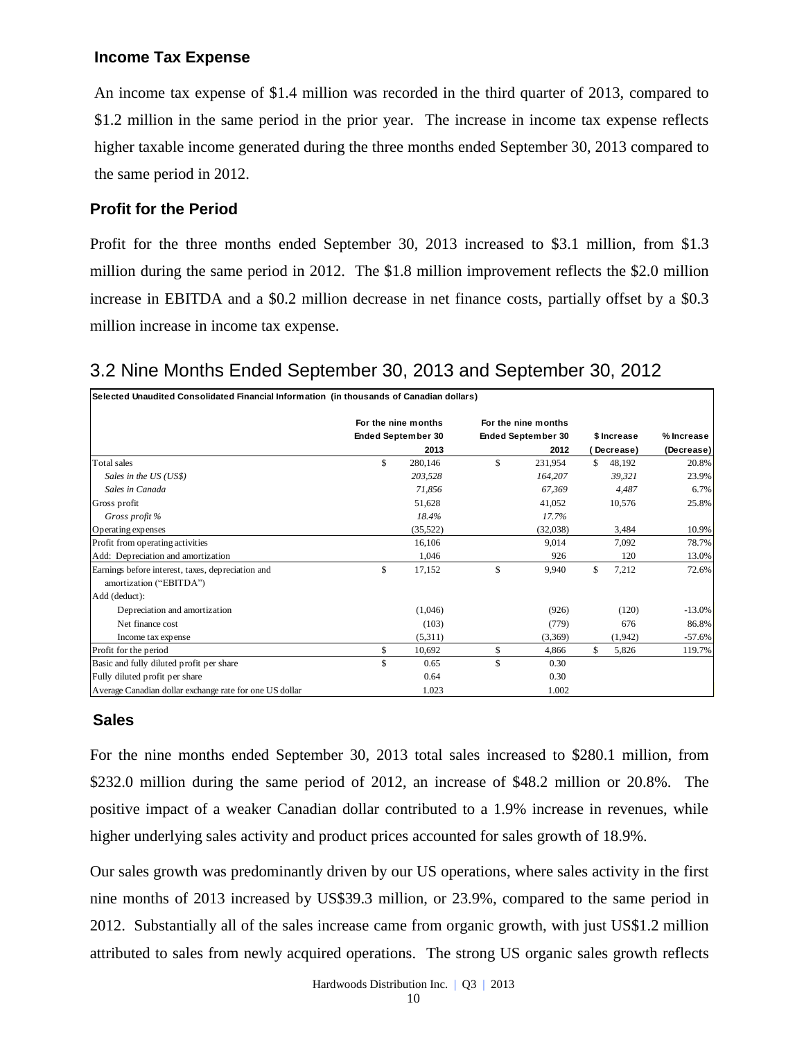### Income Tax Expense

An income tax expense of $1.4 million was recorded in the third quarter of 2013, compared to $1.2 million in the same period in the prior year. The increase in income tax expense reflects higher taxable income generated during the three months ended September 30, 2013 compared to the same period in 2012.

### Profit for the Period

Profit for the three months ended September 30, 2013 increased to $3.1 million, from $1.3 million during the same period in 2012. The $1.8 million improvement reflects the $2.0 million increase in EBITDA and a $0.2 million decrease in net finance costs, partially offset by a $0.3 million increase in income tax expense.

## 3.2 Nine Months Ended September 30, 2013 and September 30, 2012

**Selected Unaudited Consolidated Financial Information (in thousands of Canadian dollars)**

| | For the nine months Ended September 30 2013 | For the nine months Ended September 30 2012 | $ Increase (Decrease) | % Increase (Decrease) |
|---|---|---|---|---|
| Total sales | $ 280,146 | $ 231,954 | $ 48,192 | 20.8% |
| *Sales in the US (US$)* | *203,528* | *164,207* | *39,321* | 23.9% |
| *Sales in Canada* | *71,856* | *67,369* | *4,487* | 6.7% |
| Gross profit | 51,628 | 41,052 | 10,576 | 25.8% |
| *Gross profit %* | *18.4%* | *17.7%* | | |
| Operating expenses | (35,522) | (32,038) | 3,484 | 10.9% |
| Profit from operating activities | 16,106 | 9,014 | 7,092 | 78.7% |
| Add: Depreciation and amortization | 1,046 | 926 | 120 | 13.0% |
| Earnings before interest, taxes, depreciation and amortization ("EBITDA") | $ 17,152 | $ 9,940 | $ 7,212 | 72.6% |
| Add (deduct): | | | | |
| Depreciation and amortization | (1,046) | (926) | (120) | -13.0% |
| Net finance cost | (103) | (779) | 676 | 86.8% |
| Income tax expense | (5,311) | (3,369) | (1,942) | -57.6% |
| Profit for the period | $ 10,692 | $ 4,866 | $ 5,826 | 119.7% |
| Basic and fully diluted profit per share | $ 0.65 | $ 0.30 | | |
| Fully diluted profit per share | 0.64 | 0.30 | | |
| Average Canadian dollar exchange rate for one US dollar | 1.023 | 1.002 | | |

### Sales

For the nine months ended September 30, 2013 total sales increased to $280.1 million, from $232.0 million during the same period of 2012, an increase of $48.2 million or 20.8%. The positive impact of a weaker Canadian dollar contributed to a 1.9% increase in revenues, while higher underlying sales activity and product prices accounted for sales growth of 18.9%.

Our sales growth was predominantly driven by our US operations, where sales activity in the first nine months of 2013 increased by US$39.3 million, or 23.9%, compared to the same period in 2012. Substantially all of the sales increase came from organic growth, with just US$1.2 million attributed to sales from newly acquired operations. The strong US organic sales growth reflects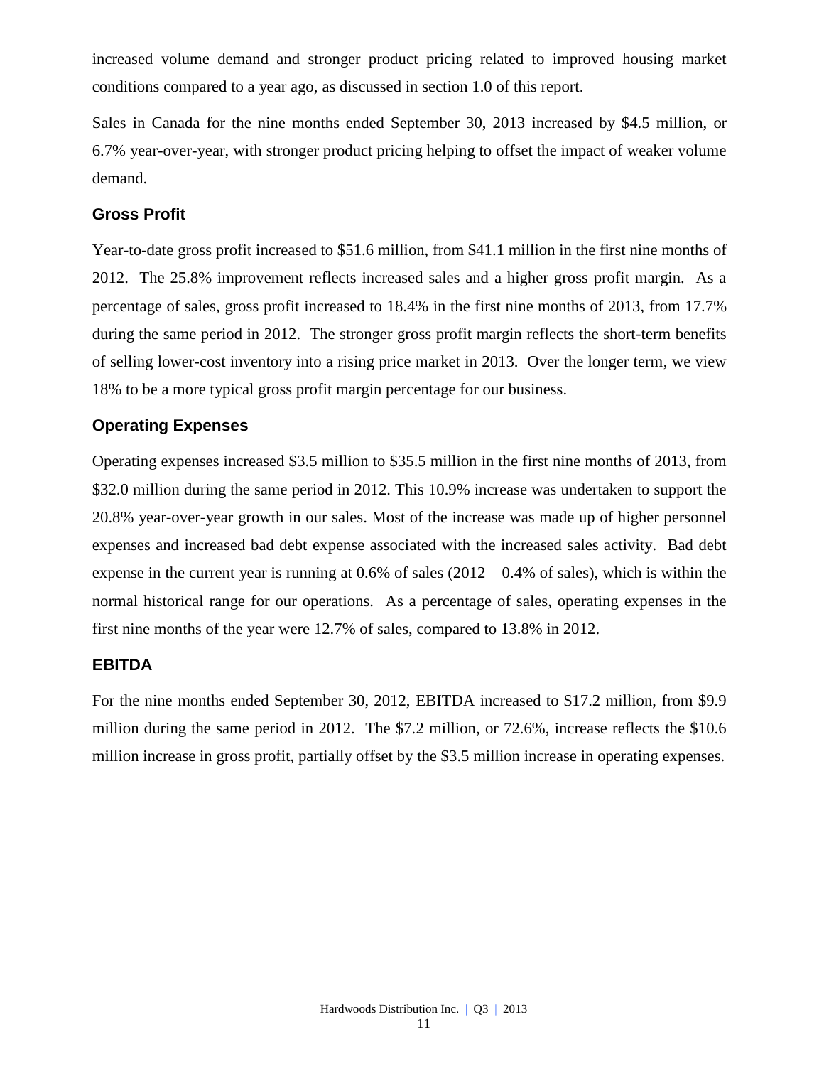increased volume demand and stronger product pricing related to improved housing market conditions compared to a year ago, as discussed in section 1.0 of this report.

Sales in Canada for the nine months ended September 30, 2013 increased by $4.5 million, or 6.7% year-over-year, with stronger product pricing helping to offset the impact of weaker volume demand.

### Gross Profit

Year-to-date gross profit increased to $51.6 million, from $41.1 million in the first nine months of 2012. The 25.8% improvement reflects increased sales and a higher gross profit margin. As a percentage of sales, gross profit increased to 18.4% in the first nine months of 2013, from 17.7% during the same period in 2012. The stronger gross profit margin reflects the short-term benefits of selling lower-cost inventory into a rising price market in 2013. Over the longer term, we view 18% to be a more typical gross profit margin percentage for our business.

### Operating Expenses

Operating expenses increased $3.5 million to $35.5 million in the first nine months of 2013, from $32.0 million during the same period in 2012. This 10.9% increase was undertaken to support the 20.8% year-over-year growth in our sales. Most of the increase was made up of higher personnel expenses and increased bad debt expense associated with the increased sales activity. Bad debt expense in the current year is running at 0.6% of sales (2012 – 0.4% of sales), which is within the normal historical range for our operations. As a percentage of sales, operating expenses in the first nine months of the year were 12.7% of sales, compared to 13.8% in 2012.

### EBITDA

For the nine months ended September 30, 2012, EBITDA increased to $17.2 million, from $9.9 million during the same period in 2012. The $7.2 million, or 72.6%, increase reflects the $10.6 million increase in gross profit, partially offset by the $3.5 million increase in operating expenses.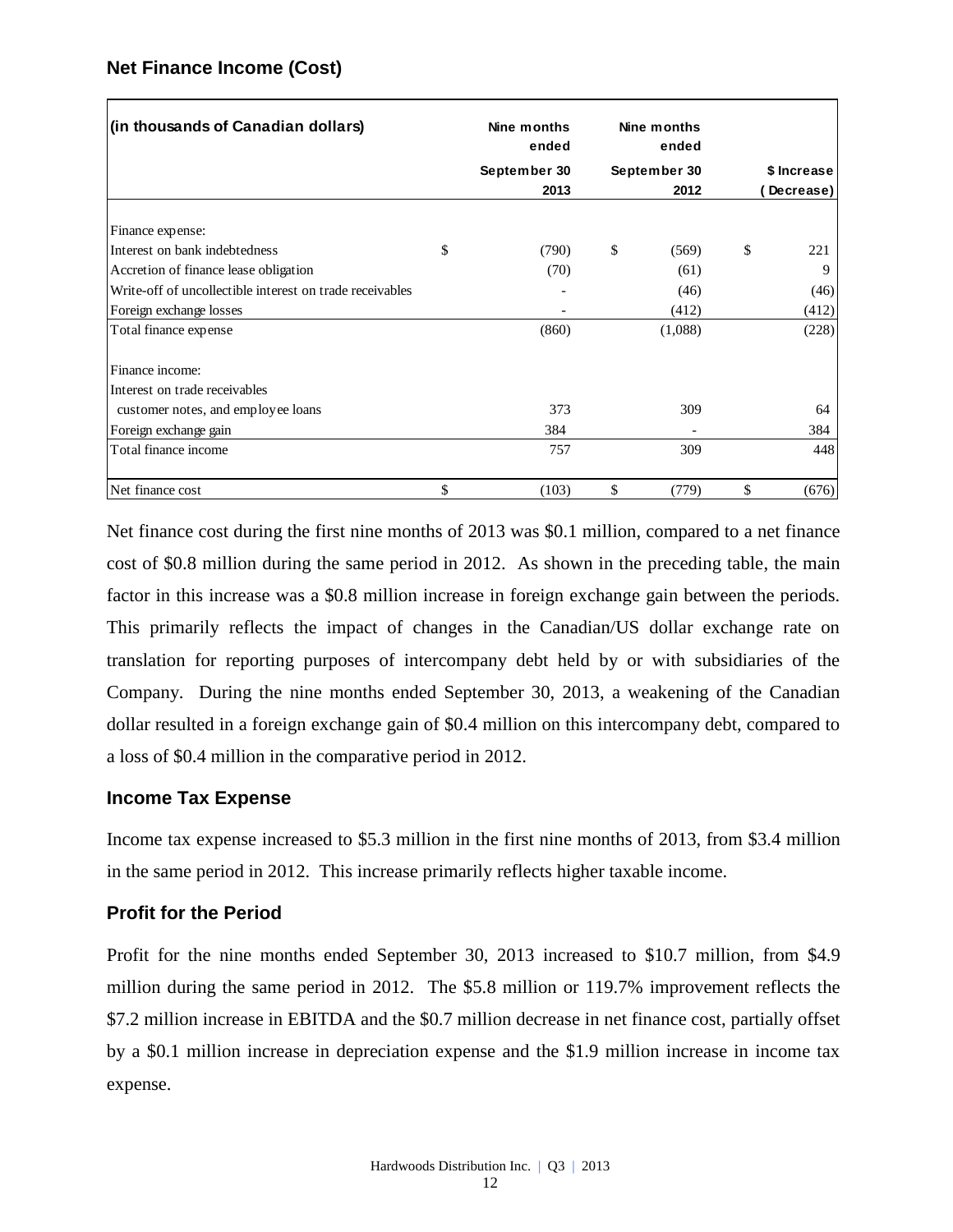## Net Finance Income (Cost)

| (in thousands of Canadian dollars) | Nine months ended September 30 2013 | Nine months ended September 30 2012 | $ Increase (Decrease) |
|---|---|---|---|
| Finance expense: | | | |
| Interest on bank indebtedness | $ (790) | $ (569) | $ 221 |
| Accretion of finance lease obligation | (70) | (61) | 9 |
| Write-off of uncollectible interest on trade receivables | - | (46) | (46) |
| Foreign exchange losses | - | (412) | (412) |
| Total finance expense | (860) | (1,088) | (228) |
| Finance income: | | | |
| Interest on trade receivables customer notes, and employee loans | 373 | 309 | 64 |
| Foreign exchange gain | 384 | - | 384 |
| Total finance income | 757 | 309 | 448 |
| Net finance cost | $ (103) | $ (779) | $ (676) |

Net finance cost during the first nine months of 2013 was $0.1 million, compared to a net finance cost of $0.8 million during the same period in 2012. As shown in the preceding table, the main factor in this increase was a $0.8 million increase in foreign exchange gain between the periods. This primarily reflects the impact of changes in the Canadian/US dollar exchange rate on translation for reporting purposes of intercompany debt held by or with subsidiaries of the Company. During the nine months ended September 30, 2013, a weakening of the Canadian dollar resulted in a foreign exchange gain of $0.4 million on this intercompany debt, compared to a loss of $0.4 million in the comparative period in 2012.

## Income Tax Expense

Income tax expense increased to $5.3 million in the first nine months of 2013, from $3.4 million in the same period in 2012. This increase primarily reflects higher taxable income.

## Profit for the Period

Profit for the nine months ended September 30, 2013 increased to $10.7 million, from $4.9 million during the same period in 2012. The $5.8 million or 119.7% improvement reflects the $7.2 million increase in EBITDA and the $0.7 million decrease in net finance cost, partially offset by a $0.1 million increase in depreciation expense and the $1.9 million increase in income tax expense.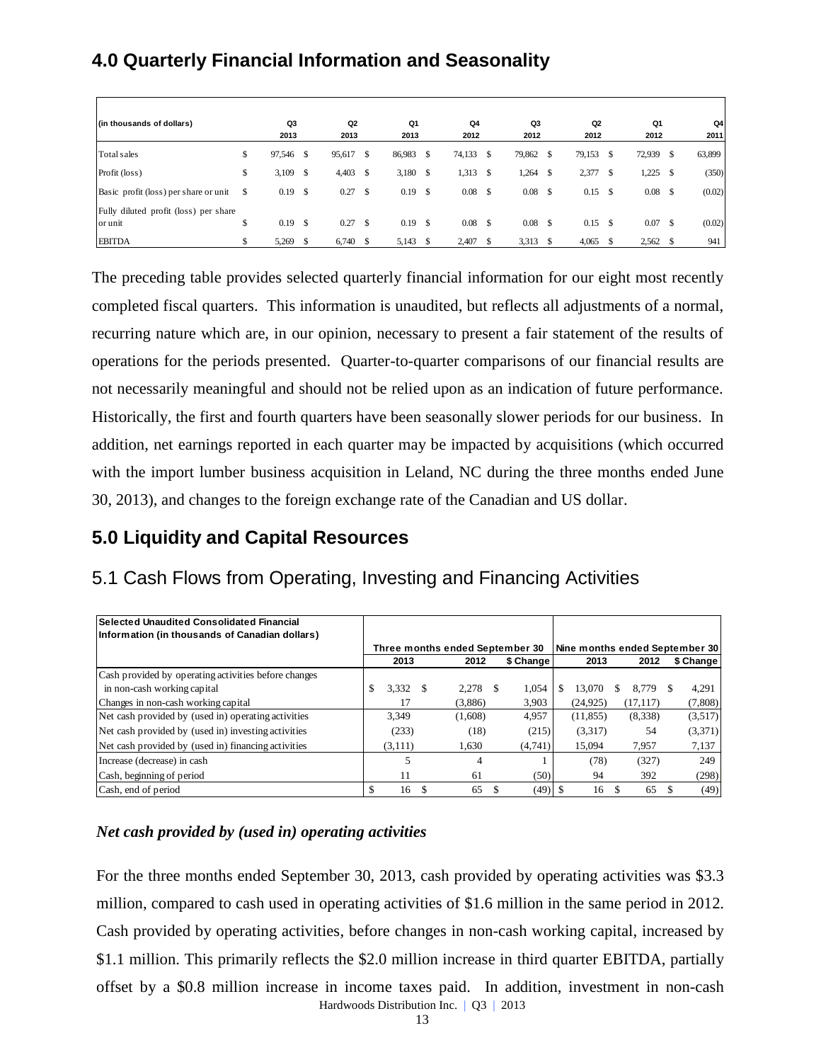## 4.0 Quarterly Financial Information and Seasonality

| (in thousands of dollars) | Q3 2013 | Q2 2013 | Q1 2013 | Q4 2012 | Q3 2012 | Q2 2012 | Q1 2012 | Q4 2011 |
|---|---|---|---|---|---|---|---|---|
| Total sales | $ 97,546 | $ 95,617 | $ 86,983 | $ 74,133 | $ 79,862 | $ 79,153 | $ 72,939 | $ 63,899 |
| Profit (loss) | $ 3,109 | $ 4,403 | $ 3,180 | $ 1,313 | $ 1,264 | $ 2,377 | $ 1,225 | $ (350) |
| Basic profit (loss) per share or unit | $ 0.19 | $ 0.27 | $ 0.19 | $ 0.08 | $ 0.08 | $ 0.15 | $ 0.08 | $ (0.02) |
| Fully diluted profit (loss) per share or unit | $ 0.19 | $ 0.27 | $ 0.19 | $ 0.08 | $ 0.08 | $ 0.15 | $ 0.07 | $ (0.02) |
| EBITDA | $ 5,269 | $ 6,740 | $ 5,143 | $ 2,407 | $ 3,313 | $ 4,065 | $ 2,562 | $ 941 |

The preceding table provides selected quarterly financial information for our eight most recently completed fiscal quarters. This information is unaudited, but reflects all adjustments of a normal, recurring nature which are, in our opinion, necessary to present a fair statement of the results of operations for the periods presented. Quarter-to-quarter comparisons of our financial results are not necessarily meaningful and should not be relied upon as an indication of future performance. Historically, the first and fourth quarters have been seasonally slower periods for our business. In addition, net earnings reported in each quarter may be impacted by acquisitions (which occurred with the import lumber business acquisition in Leland, NC during the three months ended June 30, 2013), and changes to the foreign exchange rate of the Canadian and US dollar.

## 5.0 Liquidity and Capital Resources

### 5.1 Cash Flows from Operating, Investing and Financing Activities

| Selected Unaudited Consolidated Financial Information (in thousands of Canadian dollars) | Three months ended September 30 | | | Nine months ended September 30 | | |
|---|---|---|---|---|---|---|
| | 2013 | 2012 | $ Change | 2013 | 2012 | $ Change |
| Cash provided by operating activities before changes in non-cash working capital | $ 3,332 | $ 2,278 | $ 1,054 | $ 13,070 | $ 8,779 | $ 4,291 |
| Changes in non-cash working capital | 17 | (3,886) | 3,903 | (24,925) | (17,117) | (7,808) |
| Net cash provided by (used in) operating activities | 3,349 | (1,608) | 4,957 | (11,855) | (8,338) | (3,517) |
| Net cash provided by (used in) investing activities | (233) | (18) | (215) | (3,317) | 54 | (3,371) |
| Net cash provided by (used in) financing activities | (3,111) | 1,630 | (4,741) | 15,094 | 7,957 | 7,137 |
| Increase (decrease) in cash | 5 | 4 | 1 | (78) | (327) | 249 |
| Cash, beginning of period | 11 | 61 | (50) | 94 | 392 | (298) |
| Cash, end of period | $ 16 | $ 65 | $ (49) | $ 16 | $ 65 | $ (49) |

*Net cash provided by (used in) operating activities*

For the three months ended September 30, 2013, cash provided by operating activities was $3.3 million, compared to cash used in operating activities of $1.6 million in the same period in 2012. Cash provided by operating activities, before changes in non-cash working capital, increased by $1.1 million. This primarily reflects the $2.0 million increase in third quarter EBITDA, partially offset by a $0.8 million increase in income taxes paid. In addition, investment in non-cash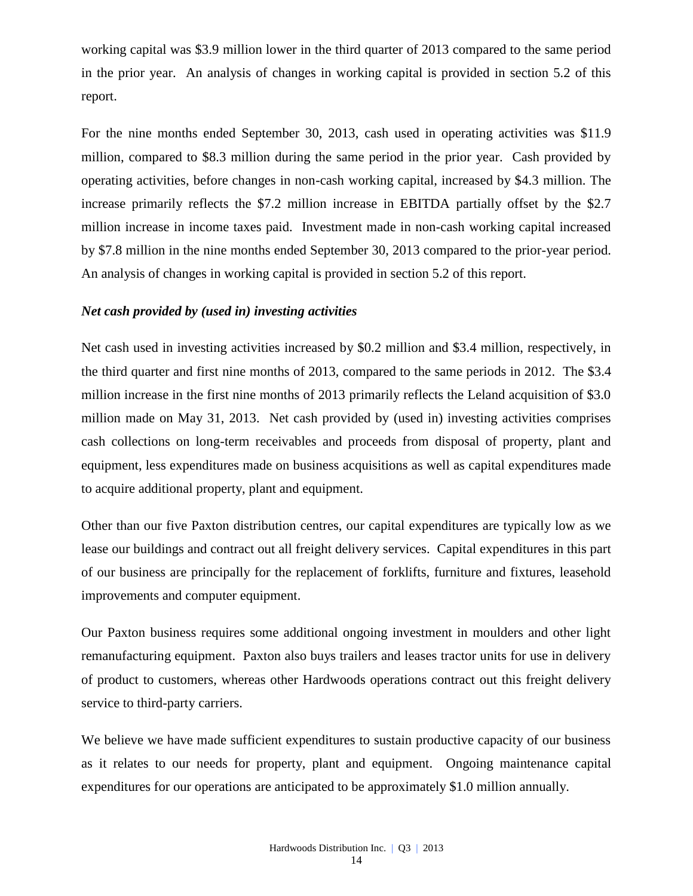working capital was $3.9 million lower in the third quarter of 2013 compared to the same period in the prior year. An analysis of changes in working capital is provided in section 5.2 of this report.

For the nine months ended September 30, 2013, cash used in operating activities was $11.9 million, compared to $8.3 million during the same period in the prior year. Cash provided by operating activities, before changes in non-cash working capital, increased by $4.3 million. The increase primarily reflects the $7.2 million increase in EBITDA partially offset by the $2.7 million increase in income taxes paid. Investment made in non-cash working capital increased by $7.8 million in the nine months ended September 30, 2013 compared to the prior-year period. An analysis of changes in working capital is provided in section 5.2 of this report.

***Net cash provided by (used in) investing activities***

Net cash used in investing activities increased by $0.2 million and $3.4 million, respectively, in the third quarter and first nine months of 2013, compared to the same periods in 2012. The $3.4 million increase in the first nine months of 2013 primarily reflects the Leland acquisition of $3.0 million made on May 31, 2013. Net cash provided by (used in) investing activities comprises cash collections on long-term receivables and proceeds from disposal of property, plant and equipment, less expenditures made on business acquisitions as well as capital expenditures made to acquire additional property, plant and equipment.

Other than our five Paxton distribution centres, our capital expenditures are typically low as we lease our buildings and contract out all freight delivery services. Capital expenditures in this part of our business are principally for the replacement of forklifts, furniture and fixtures, leasehold improvements and computer equipment.

Our Paxton business requires some additional ongoing investment in moulders and other light remanufacturing equipment. Paxton also buys trailers and leases tractor units for use in delivery of product to customers, whereas other Hardwoods operations contract out this freight delivery service to third-party carriers.

We believe we have made sufficient expenditures to sustain productive capacity of our business as it relates to our needs for property, plant and equipment. Ongoing maintenance capital expenditures for our operations are anticipated to be approximately $1.0 million annually.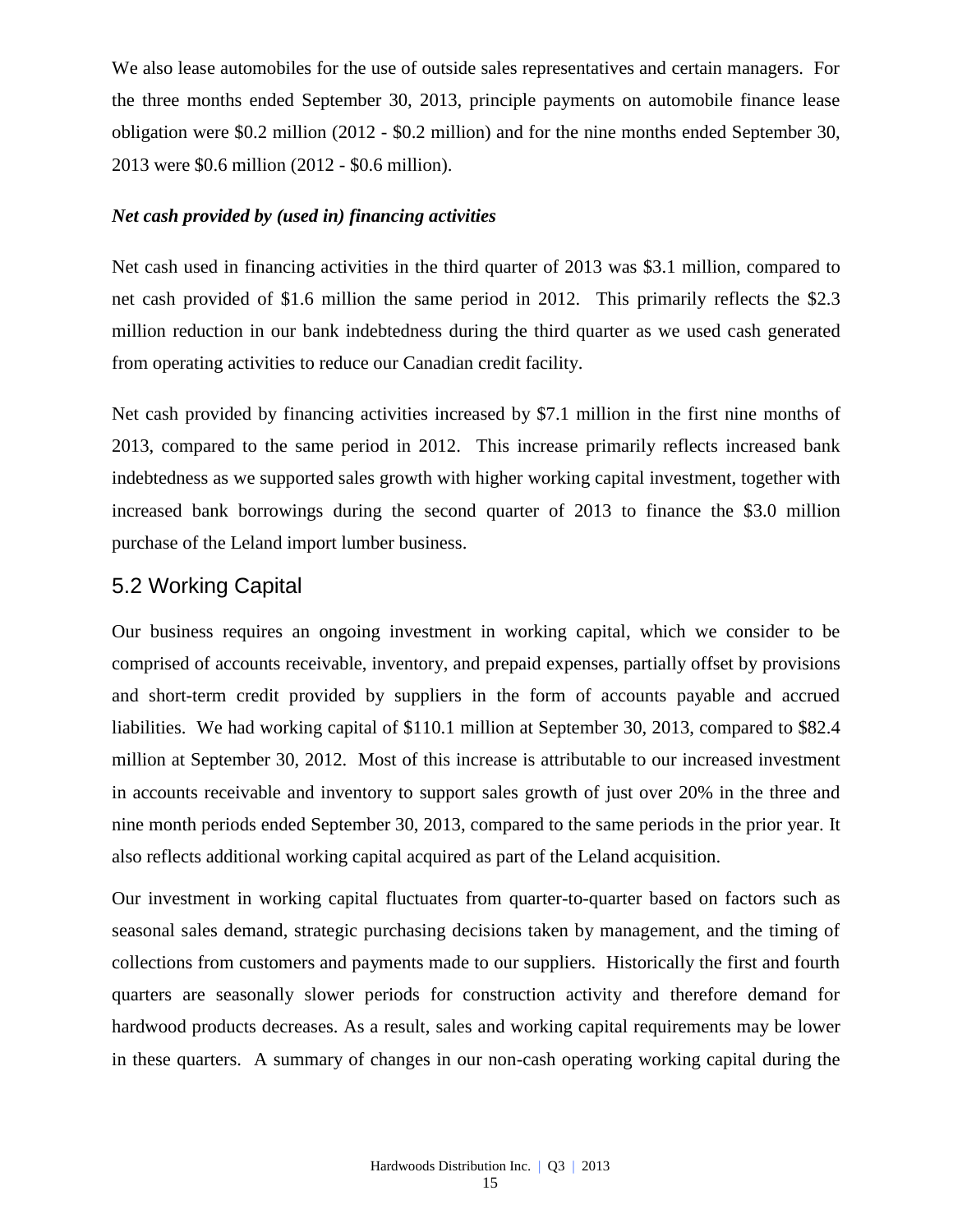We also lease automobiles for the use of outside sales representatives and certain managers. For the three months ended September 30, 2013, principle payments on automobile finance lease obligation were $0.2 million (2012 - $0.2 million) and for the nine months ended September 30, 2013 were $0.6 million (2012 - $0.6 million).

***Net cash provided by (used in) financing activities***

Net cash used in financing activities in the third quarter of 2013 was $3.1 million, compared to net cash provided of $1.6 million the same period in 2012. This primarily reflects the $2.3 million reduction in our bank indebtedness during the third quarter as we used cash generated from operating activities to reduce our Canadian credit facility.

Net cash provided by financing activities increased by $7.1 million in the first nine months of 2013, compared to the same period in 2012. This increase primarily reflects increased bank indebtedness as we supported sales growth with higher working capital investment, together with increased bank borrowings during the second quarter of 2013 to finance the $3.0 million purchase of the Leland import lumber business.

## 5.2 Working Capital

Our business requires an ongoing investment in working capital, which we consider to be comprised of accounts receivable, inventory, and prepaid expenses, partially offset by provisions and short-term credit provided by suppliers in the form of accounts payable and accrued liabilities. We had working capital of $110.1 million at September 30, 2013, compared to $82.4 million at September 30, 2012. Most of this increase is attributable to our increased investment in accounts receivable and inventory to support sales growth of just over 20% in the three and nine month periods ended September 30, 2013, compared to the same periods in the prior year. It also reflects additional working capital acquired as part of the Leland acquisition.

Our investment in working capital fluctuates from quarter-to-quarter based on factors such as seasonal sales demand, strategic purchasing decisions taken by management, and the timing of collections from customers and payments made to our suppliers. Historically the first and fourth quarters are seasonally slower periods for construction activity and therefore demand for hardwood products decreases. As a result, sales and working capital requirements may be lower in these quarters. A summary of changes in our non-cash operating working capital during the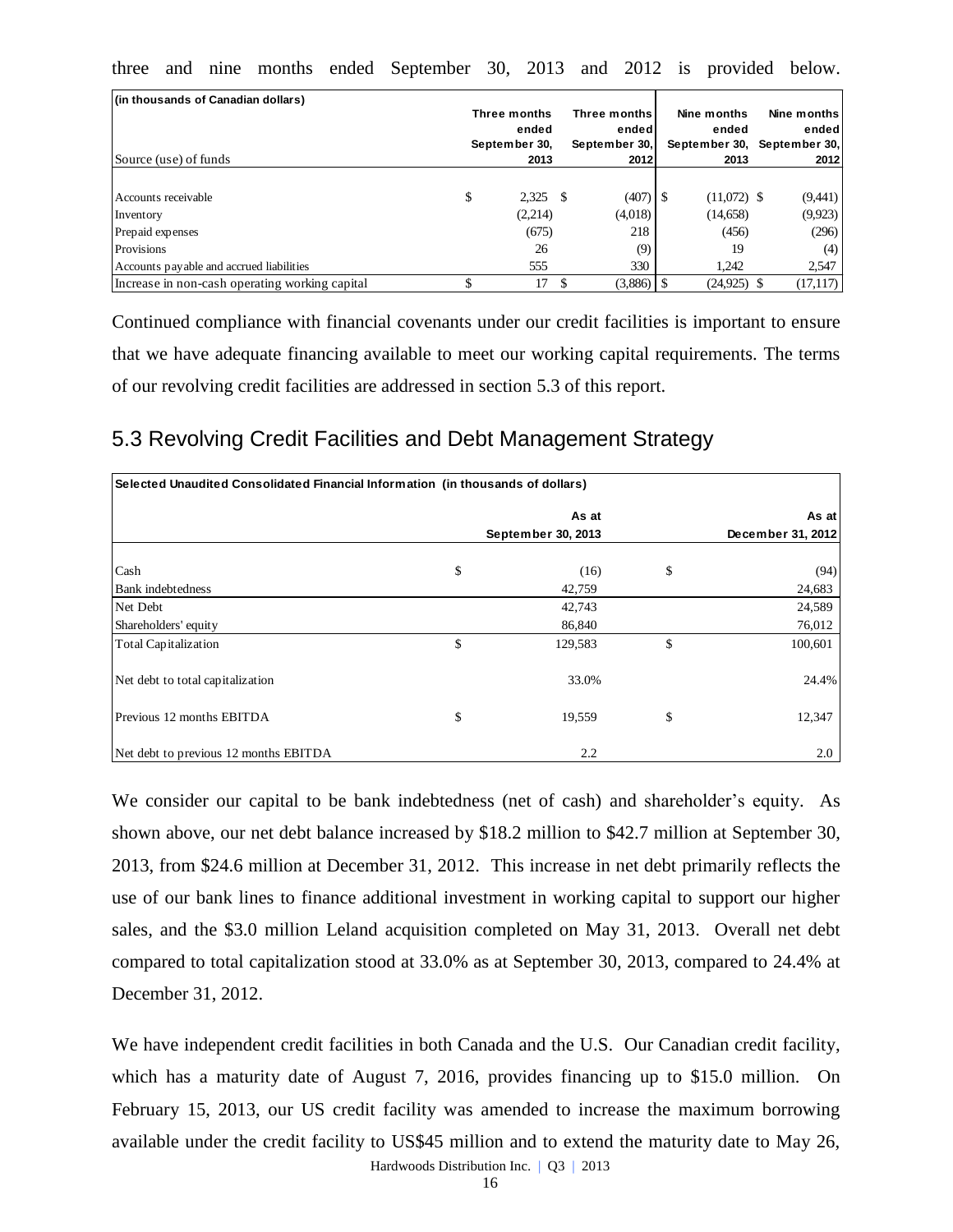three and nine months ended September 30, 2013 and 2012 is provided below.

| (in thousands of Canadian dollars) | Three months ended September 30, 2013 | Three months ended September 30, 2012 | Nine months ended September 30, 2013 | Nine months ended September 30, 2012 |
|---|---|---|---|---|
| Source (use) of funds | | | | |
| Accounts receivable | $ 2,325 | $ (407) | $ (11,072) | $ (9,441) |
| Inventory | (2,214) | (4,018) | (14,658) | (9,923) |
| Prepaid expenses | (675) | 218 | (456) | (296) |
| Provisions | 26 | (9) | 19 | (4) |
| Accounts payable and accrued liabilities | 555 | 330 | 1,242 | 2,547 |
| Increase in non-cash operating working capital | $ 17 | $ (3,886) | $ (24,925) | $ (17,117) |

Continued compliance with financial covenants under our credit facilities is important to ensure that we have adequate financing available to meet our working capital requirements. The terms of our revolving credit facilities are addressed in section 5.3 of this report.

## 5.3 Revolving Credit Facilities and Debt Management Strategy

| Selected Unaudited Consolidated Financial Information (in thousands of dollars) | As at September 30, 2013 | As at December 31, 2012 |
|---|---|---|
| Cash | $ (16) | $ (94) |
| Bank indebtedness | 42,759 | 24,683 |
| Net Debt | 42,743 | 24,589 |
| Shareholders' equity | 86,840 | 76,012 |
| Total Capitalization | $ 129,583 | $ 100,601 |
| Net debt to total capitalization | 33.0% | 24.4% |
| Previous 12 months EBITDA | $ 19,559 | $ 12,347 |
| Net debt to previous 12 months EBITDA | 2.2 | 2.0 |

We consider our capital to be bank indebtedness (net of cash) and shareholder's equity. As shown above, our net debt balance increased by $18.2 million to $42.7 million at September 30, 2013, from $24.6 million at December 31, 2012. This increase in net debt primarily reflects the use of our bank lines to finance additional investment in working capital to support our higher sales, and the $3.0 million Leland acquisition completed on May 31, 2013. Overall net debt compared to total capitalization stood at 33.0% as at September 30, 2013, compared to 24.4% at December 31, 2012.

We have independent credit facilities in both Canada and the U.S. Our Canadian credit facility, which has a maturity date of August 7, 2016, provides financing up to $15.0 million. On February 15, 2013, our US credit facility was amended to increase the maximum borrowing available under the credit facility to US$45 million and to extend the maturity date to May 26,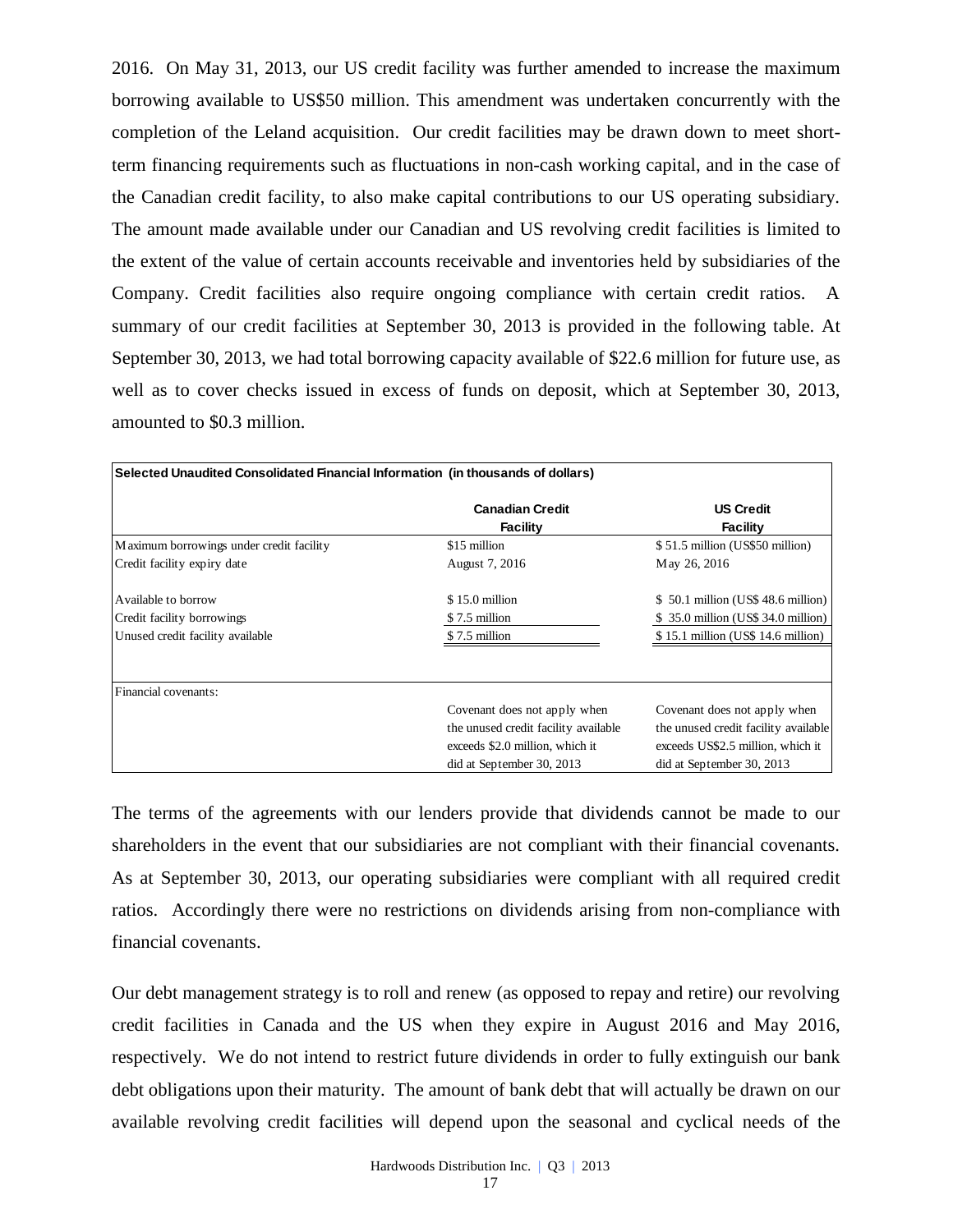2016. On May 31, 2013, our US credit facility was further amended to increase the maximum borrowing available to US$50 million. This amendment was undertaken concurrently with the completion of the Leland acquisition. Our credit facilities may be drawn down to meet short-term financing requirements such as fluctuations in non-cash working capital, and in the case of the Canadian credit facility, to also make capital contributions to our US operating subsidiary. The amount made available under our Canadian and US revolving credit facilities is limited to the extent of the value of certain accounts receivable and inventories held by subsidiaries of the Company. Credit facilities also require ongoing compliance with certain credit ratios. A summary of our credit facilities at September 30, 2013 is provided in the following table. At September 30, 2013, we had total borrowing capacity available of $22.6 million for future use, as well as to cover checks issued in excess of funds on deposit, which at September 30, 2013, amounted to $0.3 million.

**Selected Unaudited Consolidated Financial Information (in thousands of dollars)**

| | Canadian Credit Facility | US Credit Facility |
|---|---|---|
| Maximum borrowings under credit facility | $15 million | $ 51.5 million (US$50 million) |
| Credit facility expiry date | August 7, 2016 | May 26, 2016 |
| Available to borrow | $ 15.0 million | $ 50.1 million (US$ 48.6 million) |
| Credit facility borrowings | $ 7.5 million | $ 35.0 million (US$ 34.0 million) |
| Unused credit facility available | $ 7.5 million | $ 15.1 million (US$ 14.6 million) |
| Financial covenants: | | |
| | Covenant does not apply when the unused credit facility available exceeds $2.0 million, which it did at September 30, 2013 | Covenant does not apply when the unused credit facility available exceeds US$2.5 million, which it did at September 30, 2013 |

The terms of the agreements with our lenders provide that dividends cannot be made to our shareholders in the event that our subsidiaries are not compliant with their financial covenants. As at September 30, 2013, our operating subsidiaries were compliant with all required credit ratios. Accordingly there were no restrictions on dividends arising from non-compliance with financial covenants.

Our debt management strategy is to roll and renew (as opposed to repay and retire) our revolving credit facilities in Canada and the US when they expire in August 2016 and May 2016, respectively. We do not intend to restrict future dividends in order to fully extinguish our bank debt obligations upon their maturity. The amount of bank debt that will actually be drawn on our available revolving credit facilities will depend upon the seasonal and cyclical needs of the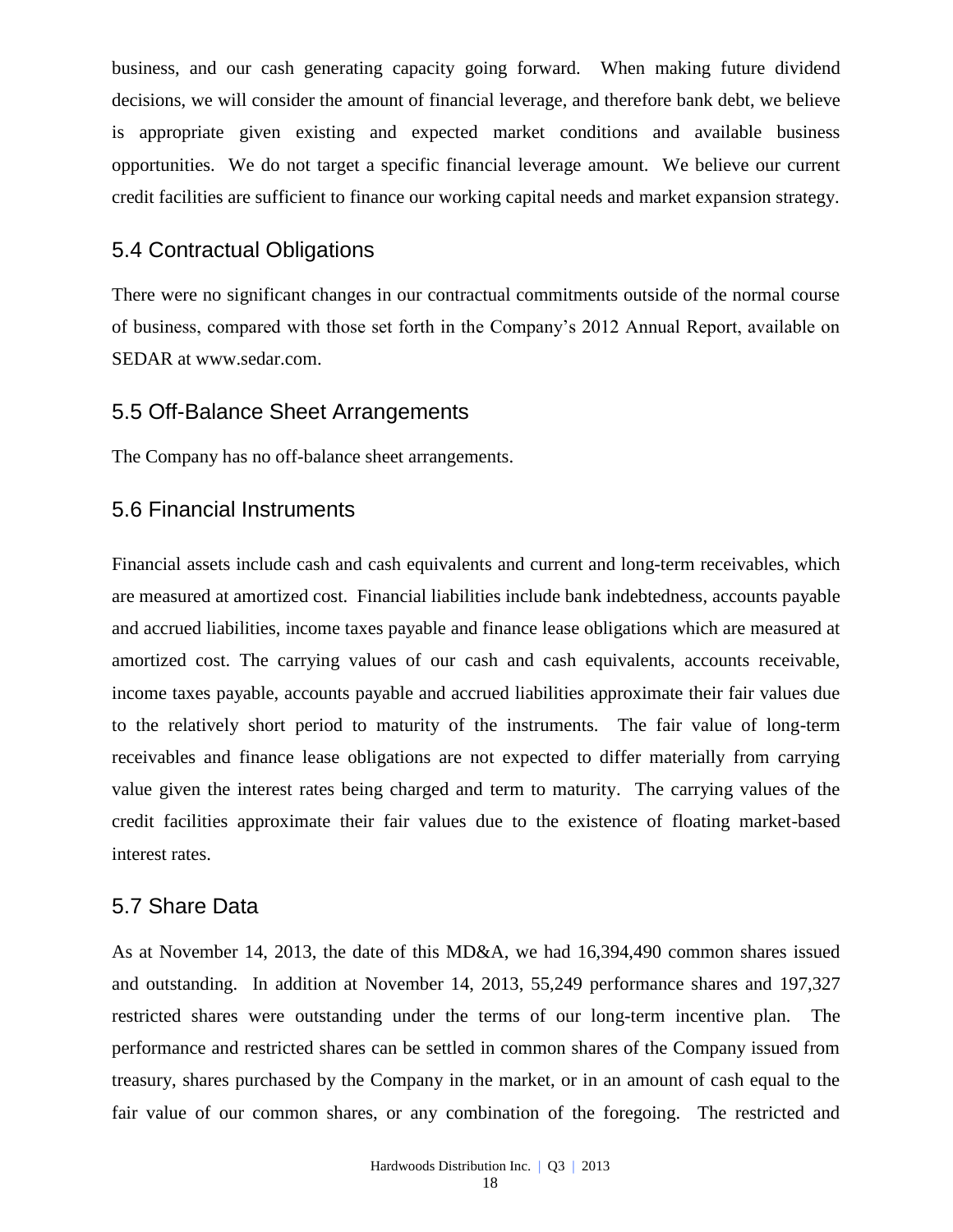business, and our cash generating capacity going forward. When making future dividend decisions, we will consider the amount of financial leverage, and therefore bank debt, we believe is appropriate given existing and expected market conditions and available business opportunities. We do not target a specific financial leverage amount. We believe our current credit facilities are sufficient to finance our working capital needs and market expansion strategy.

## 5.4 Contractual Obligations

There were no significant changes in our contractual commitments outside of the normal course of business, compared with those set forth in the Company's 2012 Annual Report, available on SEDAR at www.sedar.com.

## 5.5 Off-Balance Sheet Arrangements

The Company has no off-balance sheet arrangements.

## 5.6 Financial Instruments

Financial assets include cash and cash equivalents and current and long-term receivables, which are measured at amortized cost. Financial liabilities include bank indebtedness, accounts payable and accrued liabilities, income taxes payable and finance lease obligations which are measured at amortized cost. The carrying values of our cash and cash equivalents, accounts receivable, income taxes payable, accounts payable and accrued liabilities approximate their fair values due to the relatively short period to maturity of the instruments. The fair value of long-term receivables and finance lease obligations are not expected to differ materially from carrying value given the interest rates being charged and term to maturity. The carrying values of the credit facilities approximate their fair values due to the existence of floating market-based interest rates.

## 5.7 Share Data

As at November 14, 2013, the date of this MD&A, we had 16,394,490 common shares issued and outstanding. In addition at November 14, 2013, 55,249 performance shares and 197,327 restricted shares were outstanding under the terms of our long-term incentive plan. The performance and restricted shares can be settled in common shares of the Company issued from treasury, shares purchased by the Company in the market, or in an amount of cash equal to the fair value of our common shares, or any combination of the foregoing. The restricted and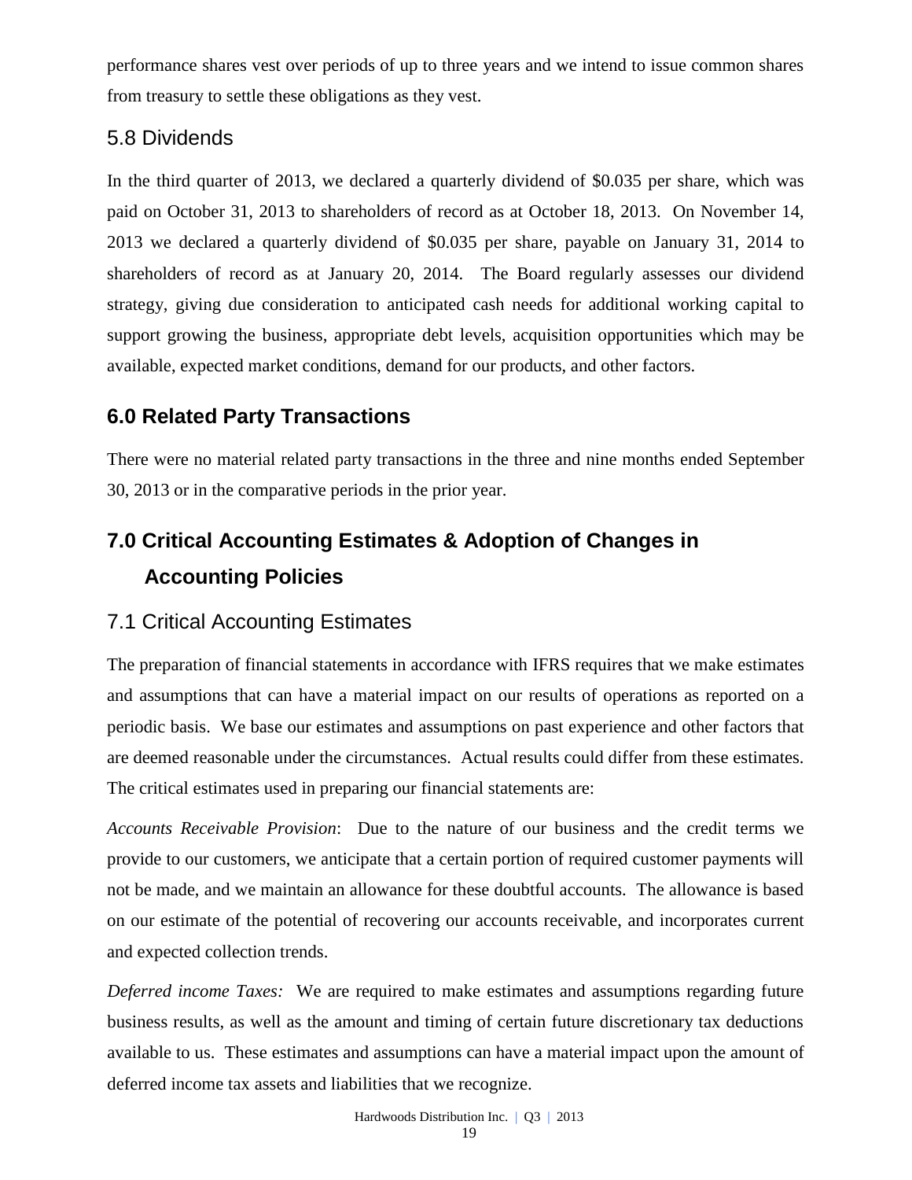performance shares vest over periods of up to three years and we intend to issue common shares from treasury to settle these obligations as they vest.

### 5.8 Dividends

In the third quarter of 2013, we declared a quarterly dividend of $0.035 per share, which was paid on October 31, 2013 to shareholders of record as at October 18, 2013. On November 14, 2013 we declared a quarterly dividend of $0.035 per share, payable on January 31, 2014 to shareholders of record as at January 20, 2014. The Board regularly assesses our dividend strategy, giving due consideration to anticipated cash needs for additional working capital to support growing the business, appropriate debt levels, acquisition opportunities which may be available, expected market conditions, demand for our products, and other factors.

## 6.0 Related Party Transactions

There were no material related party transactions in the three and nine months ended September 30, 2013 or in the comparative periods in the prior year.

## 7.0 Critical Accounting Estimates & Adoption of Changes in Accounting Policies

### 7.1 Critical Accounting Estimates

The preparation of financial statements in accordance with IFRS requires that we make estimates and assumptions that can have a material impact on our results of operations as reported on a periodic basis. We base our estimates and assumptions on past experience and other factors that are deemed reasonable under the circumstances. Actual results could differ from these estimates. The critical estimates used in preparing our financial statements are:

*Accounts Receivable Provision*: Due to the nature of our business and the credit terms we provide to our customers, we anticipate that a certain portion of required customer payments will not be made, and we maintain an allowance for these doubtful accounts. The allowance is based on our estimate of the potential of recovering our accounts receivable, and incorporates current and expected collection trends.

*Deferred income Taxes:* We are required to make estimates and assumptions regarding future business results, as well as the amount and timing of certain future discretionary tax deductions available to us. These estimates and assumptions can have a material impact upon the amount of deferred income tax assets and liabilities that we recognize.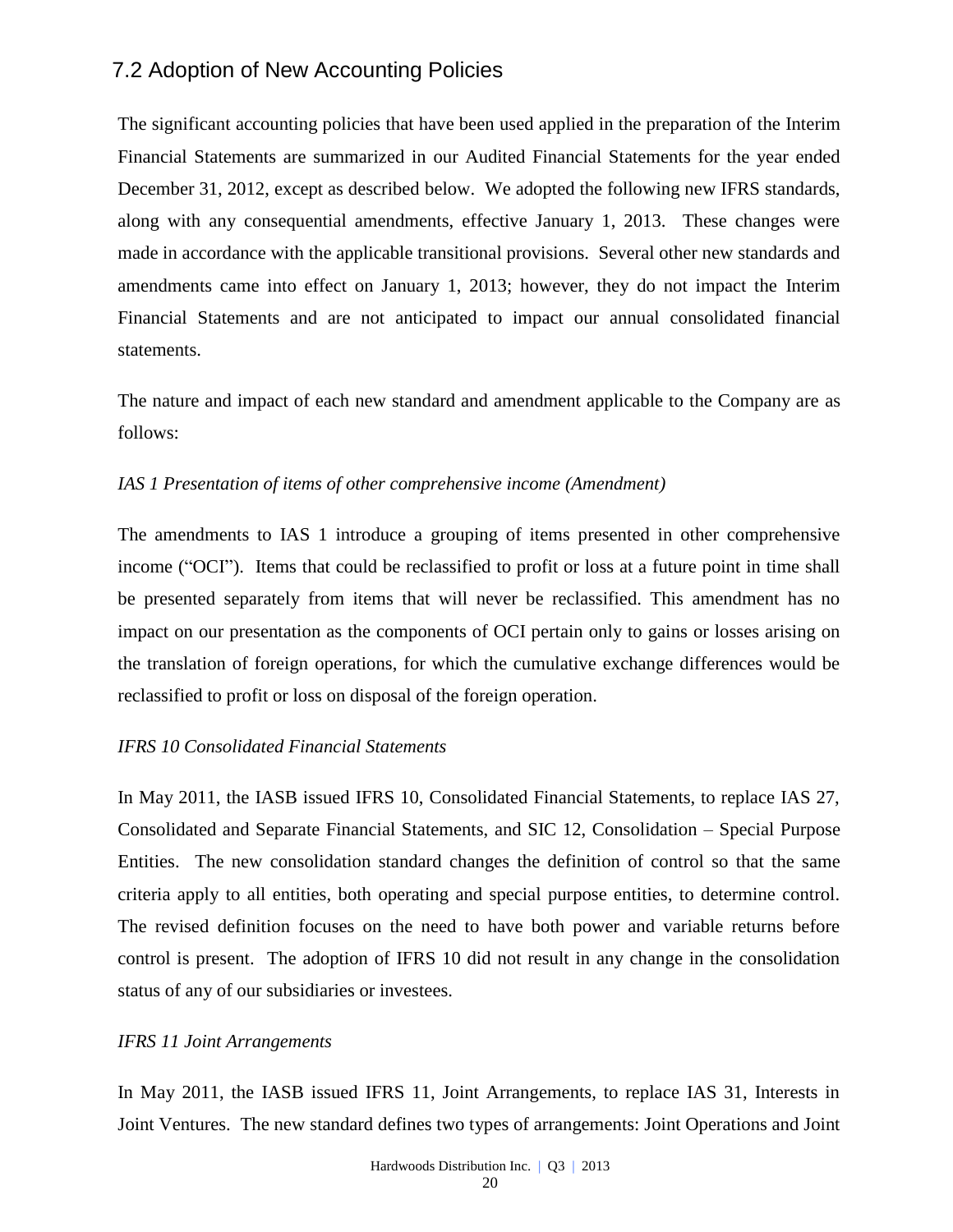## 7.2 Adoption of New Accounting Policies

The significant accounting policies that have been used applied in the preparation of the Interim Financial Statements are summarized in our Audited Financial Statements for the year ended December 31, 2012, except as described below. We adopted the following new IFRS standards, along with any consequential amendments, effective January 1, 2013. These changes were made in accordance with the applicable transitional provisions. Several other new standards and amendments came into effect on January 1, 2013; however, they do not impact the Interim Financial Statements and are not anticipated to impact our annual consolidated financial statements.

The nature and impact of each new standard and amendment applicable to the Company are as follows:

*IAS 1 Presentation of items of other comprehensive income (Amendment)*

The amendments to IAS 1 introduce a grouping of items presented in other comprehensive income ("OCI"). Items that could be reclassified to profit or loss at a future point in time shall be presented separately from items that will never be reclassified. This amendment has no impact on our presentation as the components of OCI pertain only to gains or losses arising on the translation of foreign operations, for which the cumulative exchange differences would be reclassified to profit or loss on disposal of the foreign operation.

*IFRS 10 Consolidated Financial Statements*

In May 2011, the IASB issued IFRS 10, Consolidated Financial Statements, to replace IAS 27, Consolidated and Separate Financial Statements, and SIC 12, Consolidation – Special Purpose Entities. The new consolidation standard changes the definition of control so that the same criteria apply to all entities, both operating and special purpose entities, to determine control. The revised definition focuses on the need to have both power and variable returns before control is present. The adoption of IFRS 10 did not result in any change in the consolidation status of any of our subsidiaries or investees.

*IFRS 11 Joint Arrangements*

In May 2011, the IASB issued IFRS 11, Joint Arrangements, to replace IAS 31, Interests in Joint Ventures. The new standard defines two types of arrangements: Joint Operations and Joint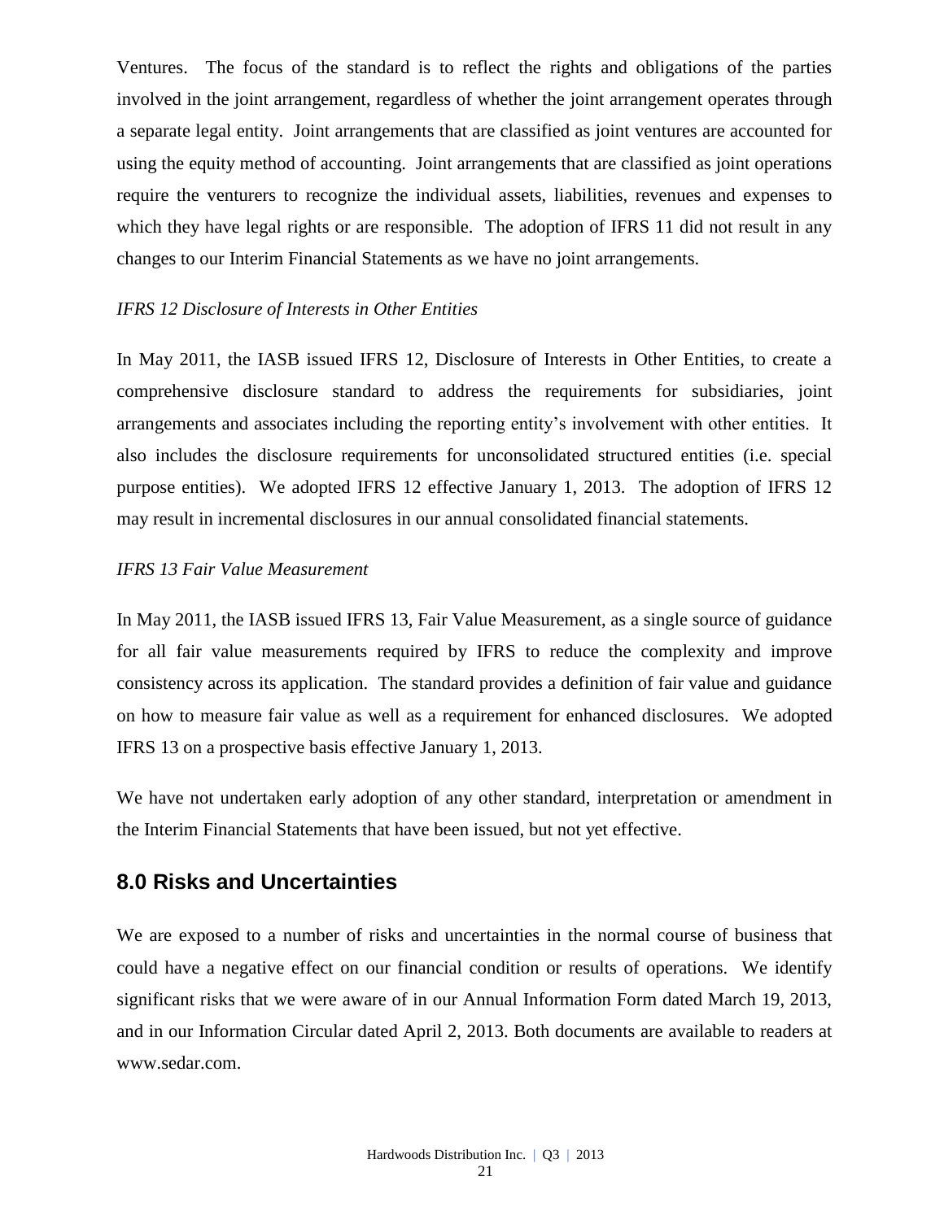Ventures. The focus of the standard is to reflect the rights and obligations of the parties involved in the joint arrangement, regardless of whether the joint arrangement operates through a separate legal entity. Joint arrangements that are classified as joint ventures are accounted for using the equity method of accounting. Joint arrangements that are classified as joint operations require the venturers to recognize the individual assets, liabilities, revenues and expenses to which they have legal rights or are responsible. The adoption of IFRS 11 did not result in any changes to our Interim Financial Statements as we have no joint arrangements.

*IFRS 12 Disclosure of Interests in Other Entities*

In May 2011, the IASB issued IFRS 12, Disclosure of Interests in Other Entities, to create a comprehensive disclosure standard to address the requirements for subsidiaries, joint arrangements and associates including the reporting entity's involvement with other entities. It also includes the disclosure requirements for unconsolidated structured entities (i.e. special purpose entities). We adopted IFRS 12 effective January 1, 2013. The adoption of IFRS 12 may result in incremental disclosures in our annual consolidated financial statements.

*IFRS 13 Fair Value Measurement*

In May 2011, the IASB issued IFRS 13, Fair Value Measurement, as a single source of guidance for all fair value measurements required by IFRS to reduce the complexity and improve consistency across its application. The standard provides a definition of fair value and guidance on how to measure fair value as well as a requirement for enhanced disclosures. We adopted IFRS 13 on a prospective basis effective January 1, 2013.

We have not undertaken early adoption of any other standard, interpretation or amendment in the Interim Financial Statements that have been issued, but not yet effective.

## 8.0 Risks and Uncertainties

We are exposed to a number of risks and uncertainties in the normal course of business that could have a negative effect on our financial condition or results of operations. We identify significant risks that we were aware of in our Annual Information Form dated March 19, 2013, and in our Information Circular dated April 2, 2013. Both documents are available to readers at www.sedar.com.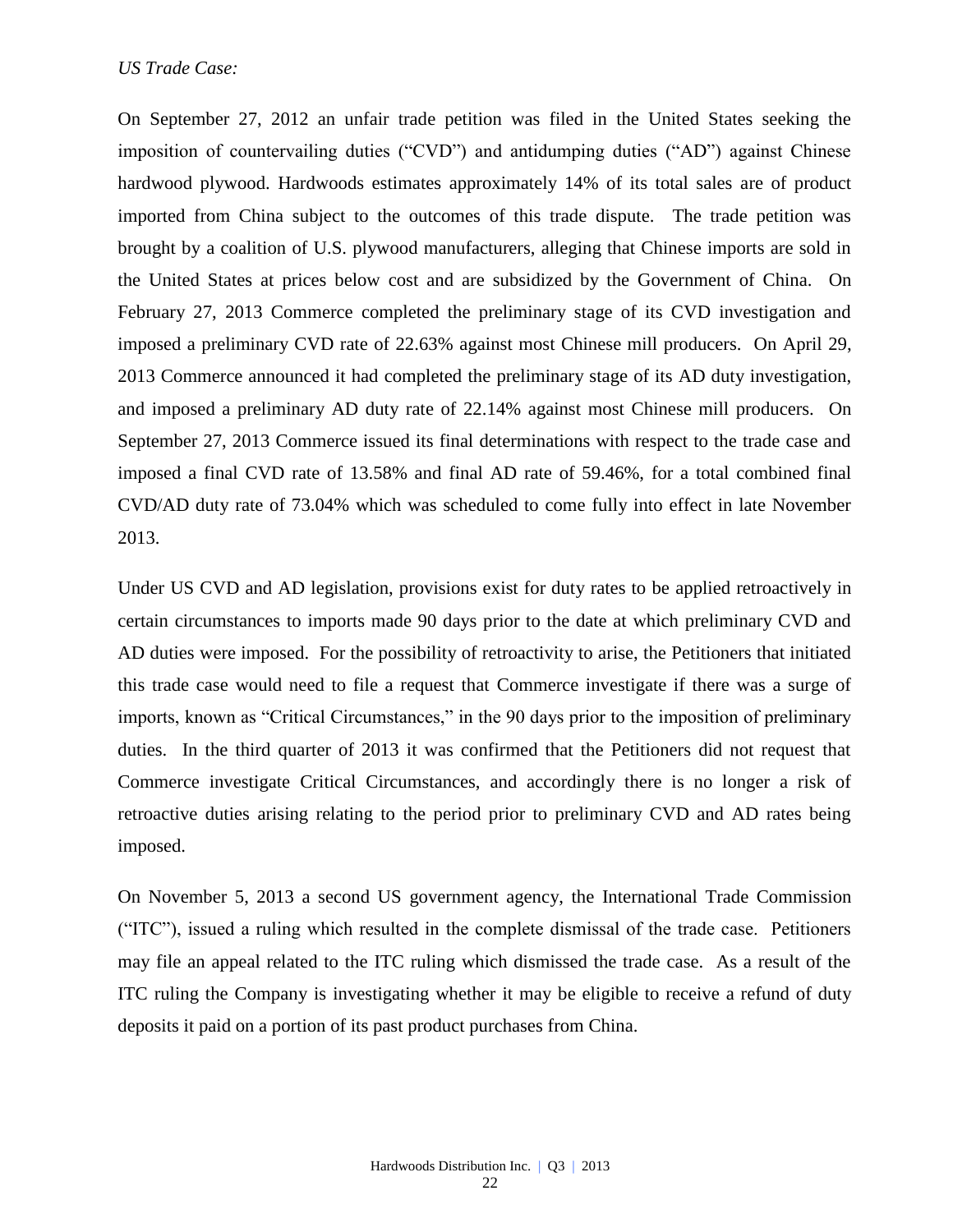*US Trade Case:*

On September 27, 2012 an unfair trade petition was filed in the United States seeking the imposition of countervailing duties ("CVD") and antidumping duties ("AD") against Chinese hardwood plywood. Hardwoods estimates approximately 14% of its total sales are of product imported from China subject to the outcomes of this trade dispute. The trade petition was brought by a coalition of U.S. plywood manufacturers, alleging that Chinese imports are sold in the United States at prices below cost and are subsidized by the Government of China. On February 27, 2013 Commerce completed the preliminary stage of its CVD investigation and imposed a preliminary CVD rate of 22.63% against most Chinese mill producers. On April 29, 2013 Commerce announced it had completed the preliminary stage of its AD duty investigation, and imposed a preliminary AD duty rate of 22.14% against most Chinese mill producers. On September 27, 2013 Commerce issued its final determinations with respect to the trade case and imposed a final CVD rate of 13.58% and final AD rate of 59.46%, for a total combined final CVD/AD duty rate of 73.04% which was scheduled to come fully into effect in late November 2013.

Under US CVD and AD legislation, provisions exist for duty rates to be applied retroactively in certain circumstances to imports made 90 days prior to the date at which preliminary CVD and AD duties were imposed. For the possibility of retroactivity to arise, the Petitioners that initiated this trade case would need to file a request that Commerce investigate if there was a surge of imports, known as "Critical Circumstances," in the 90 days prior to the imposition of preliminary duties. In the third quarter of 2013 it was confirmed that the Petitioners did not request that Commerce investigate Critical Circumstances, and accordingly there is no longer a risk of retroactive duties arising relating to the period prior to preliminary CVD and AD rates being imposed.

On November 5, 2013 a second US government agency, the International Trade Commission ("ITC"), issued a ruling which resulted in the complete dismissal of the trade case. Petitioners may file an appeal related to the ITC ruling which dismissed the trade case. As a result of the ITC ruling the Company is investigating whether it may be eligible to receive a refund of duty deposits it paid on a portion of its past product purchases from China.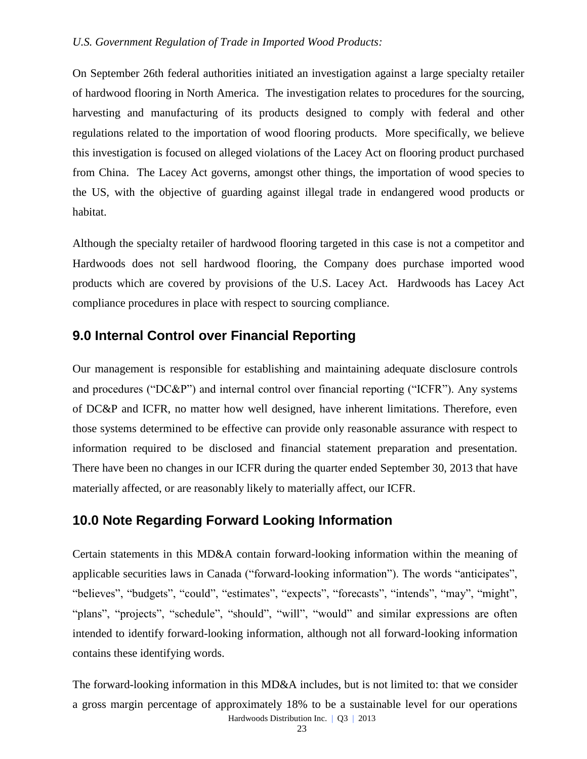*U.S. Government Regulation of Trade in Imported Wood Products:*

On September 26th federal authorities initiated an investigation against a large specialty retailer of hardwood flooring in North America. The investigation relates to procedures for the sourcing, harvesting and manufacturing of its products designed to comply with federal and other regulations related to the importation of wood flooring products. More specifically, we believe this investigation is focused on alleged violations of the Lacey Act on flooring product purchased from China. The Lacey Act governs, amongst other things, the importation of wood species to the US, with the objective of guarding against illegal trade in endangered wood products or habitat.

Although the specialty retailer of hardwood flooring targeted in this case is not a competitor and Hardwoods does not sell hardwood flooring, the Company does purchase imported wood products which are covered by provisions of the U.S. Lacey Act. Hardwoods has Lacey Act compliance procedures in place with respect to sourcing compliance.

## 9.0 Internal Control over Financial Reporting

Our management is responsible for establishing and maintaining adequate disclosure controls and procedures ("DC&P") and internal control over financial reporting ("ICFR"). Any systems of DC&P and ICFR, no matter how well designed, have inherent limitations. Therefore, even those systems determined to be effective can provide only reasonable assurance with respect to information required to be disclosed and financial statement preparation and presentation. There have been no changes in our ICFR during the quarter ended September 30, 2013 that have materially affected, or are reasonably likely to materially affect, our ICFR.

## 10.0 Note Regarding Forward Looking Information

Certain statements in this MD&A contain forward-looking information within the meaning of applicable securities laws in Canada ("forward-looking information"). The words "anticipates", "believes", "budgets", "could", "estimates", "expects", "forecasts", "intends", "may", "might", "plans", "projects", "schedule", "should", "will", "would" and similar expressions are often intended to identify forward-looking information, although not all forward-looking information contains these identifying words.

The forward-looking information in this MD&A includes, but is not limited to: that we consider a gross margin percentage of approximately 18% to be a sustainable level for our operations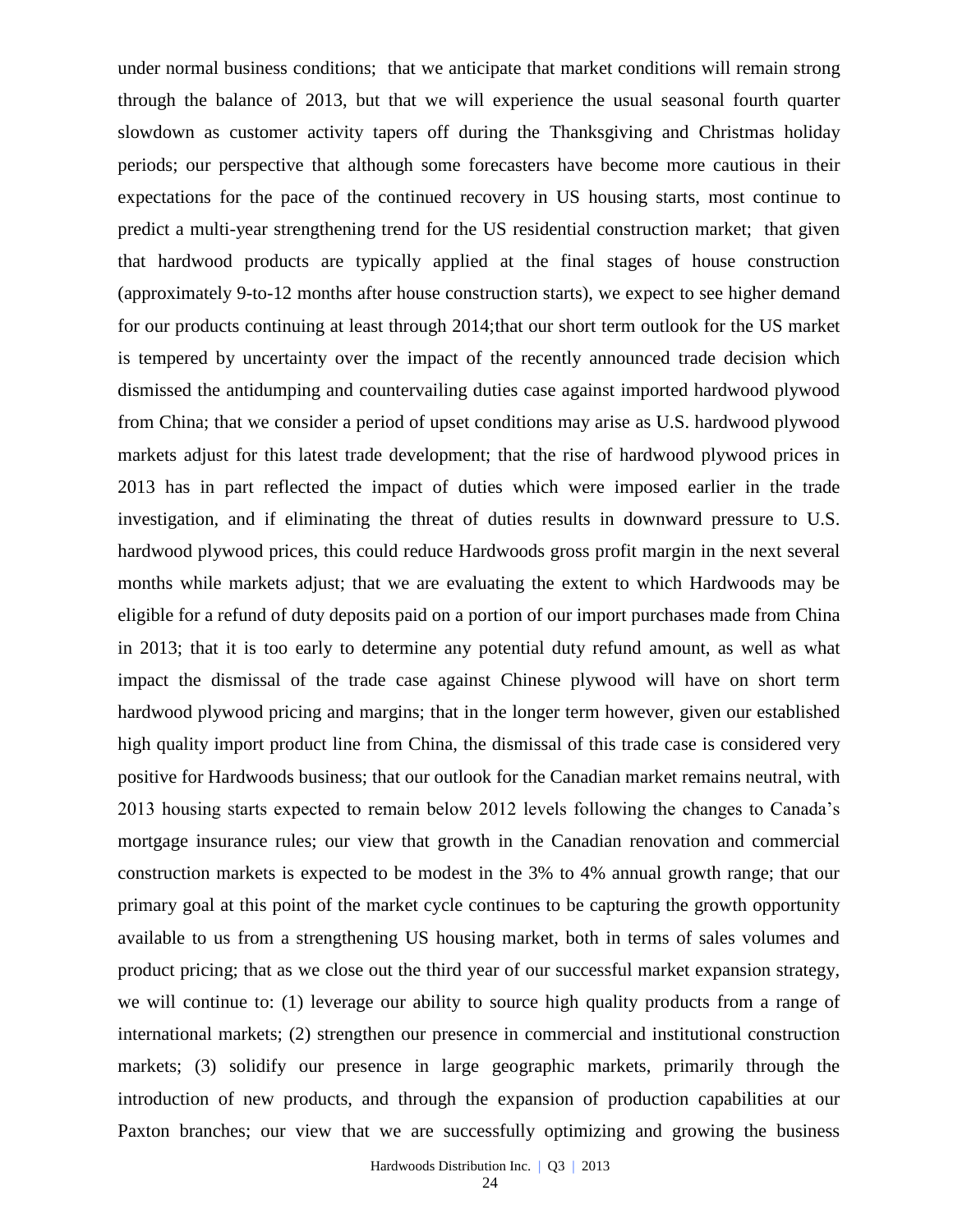under normal business conditions; that we anticipate that market conditions will remain strong through the balance of 2013, but that we will experience the usual seasonal fourth quarter slowdown as customer activity tapers off during the Thanksgiving and Christmas holiday periods; our perspective that although some forecasters have become more cautious in their expectations for the pace of the continued recovery in US housing starts, most continue to predict a multi-year strengthening trend for the US residential construction market; that given that hardwood products are typically applied at the final stages of house construction (approximately 9-to-12 months after house construction starts), we expect to see higher demand for our products continuing at least through 2014;that our short term outlook for the US market is tempered by uncertainty over the impact of the recently announced trade decision which dismissed the antidumping and countervailing duties case against imported hardwood plywood from China; that we consider a period of upset conditions may arise as U.S. hardwood plywood markets adjust for this latest trade development; that the rise of hardwood plywood prices in 2013 has in part reflected the impact of duties which were imposed earlier in the trade investigation, and if eliminating the threat of duties results in downward pressure to U.S. hardwood plywood prices, this could reduce Hardwoods gross profit margin in the next several months while markets adjust; that we are evaluating the extent to which Hardwoods may be eligible for a refund of duty deposits paid on a portion of our import purchases made from China in 2013; that it is too early to determine any potential duty refund amount, as well as what impact the dismissal of the trade case against Chinese plywood will have on short term hardwood plywood pricing and margins; that in the longer term however, given our established high quality import product line from China, the dismissal of this trade case is considered very positive for Hardwoods business; that our outlook for the Canadian market remains neutral, with 2013 housing starts expected to remain below 2012 levels following the changes to Canada's mortgage insurance rules; our view that growth in the Canadian renovation and commercial construction markets is expected to be modest in the 3% to 4% annual growth range; that our primary goal at this point of the market cycle continues to be capturing the growth opportunity available to us from a strengthening US housing market, both in terms of sales volumes and product pricing; that as we close out the third year of our successful market expansion strategy, we will continue to: (1) leverage our ability to source high quality products from a range of international markets; (2) strengthen our presence in commercial and institutional construction markets; (3) solidify our presence in large geographic markets, primarily through the introduction of new products, and through the expansion of production capabilities at our Paxton branches; our view that we are successfully optimizing and growing the business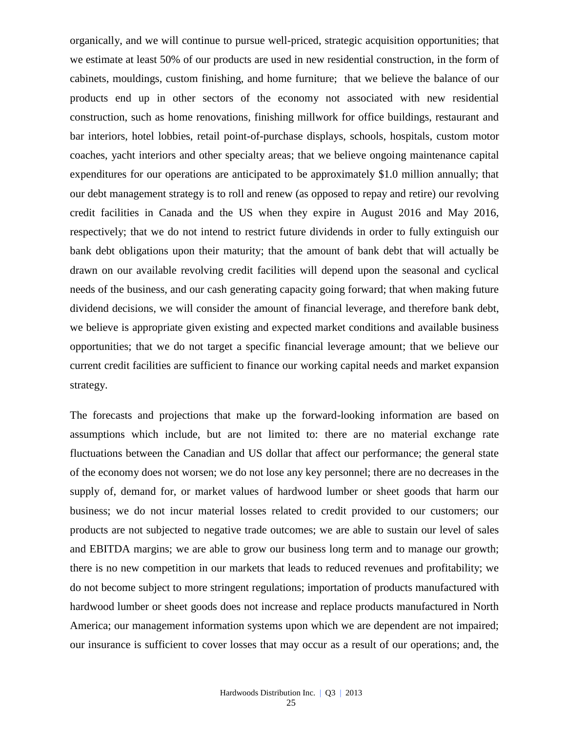organically, and we will continue to pursue well-priced, strategic acquisition opportunities; that we estimate at least 50% of our products are used in new residential construction, in the form of cabinets, mouldings, custom finishing, and home furniture; that we believe the balance of our products end up in other sectors of the economy not associated with new residential construction, such as home renovations, finishing millwork for office buildings, restaurant and bar interiors, hotel lobbies, retail point-of-purchase displays, schools, hospitals, custom motor coaches, yacht interiors and other specialty areas; that we believe ongoing maintenance capital expenditures for our operations are anticipated to be approximately $1.0 million annually; that our debt management strategy is to roll and renew (as opposed to repay and retire) our revolving credit facilities in Canada and the US when they expire in August 2016 and May 2016, respectively; that we do not intend to restrict future dividends in order to fully extinguish our bank debt obligations upon their maturity; that the amount of bank debt that will actually be drawn on our available revolving credit facilities will depend upon the seasonal and cyclical needs of the business, and our cash generating capacity going forward; that when making future dividend decisions, we will consider the amount of financial leverage, and therefore bank debt, we believe is appropriate given existing and expected market conditions and available business opportunities; that we do not target a specific financial leverage amount; that we believe our current credit facilities are sufficient to finance our working capital needs and market expansion strategy.

The forecasts and projections that make up the forward-looking information are based on assumptions which include, but are not limited to: there are no material exchange rate fluctuations between the Canadian and US dollar that affect our performance; the general state of the economy does not worsen; we do not lose any key personnel; there are no decreases in the supply of, demand for, or market values of hardwood lumber or sheet goods that harm our business; we do not incur material losses related to credit provided to our customers; our products are not subjected to negative trade outcomes; we are able to sustain our level of sales and EBITDA margins; we are able to grow our business long term and to manage our growth; there is no new competition in our markets that leads to reduced revenues and profitability; we do not become subject to more stringent regulations; importation of products manufactured with hardwood lumber or sheet goods does not increase and replace products manufactured in North America; our management information systems upon which we are dependent are not impaired; our insurance is sufficient to cover losses that may occur as a result of our operations; and, the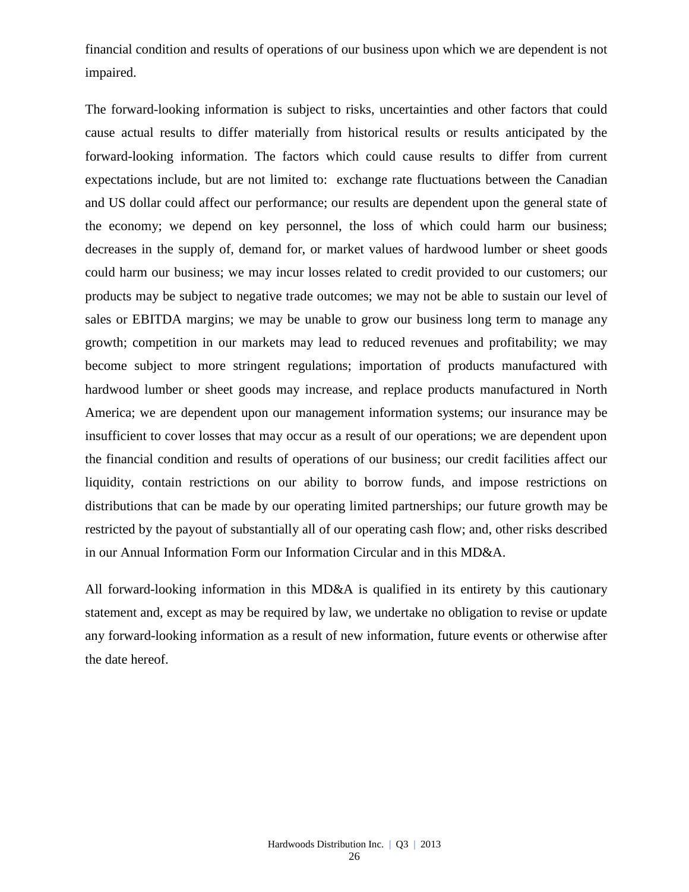financial condition and results of operations of our business upon which we are dependent is not impaired.

The forward-looking information is subject to risks, uncertainties and other factors that could cause actual results to differ materially from historical results or results anticipated by the forward-looking information. The factors which could cause results to differ from current expectations include, but are not limited to: exchange rate fluctuations between the Canadian and US dollar could affect our performance; our results are dependent upon the general state of the economy; we depend on key personnel, the loss of which could harm our business; decreases in the supply of, demand for, or market values of hardwood lumber or sheet goods could harm our business; we may incur losses related to credit provided to our customers; our products may be subject to negative trade outcomes; we may not be able to sustain our level of sales or EBITDA margins; we may be unable to grow our business long term to manage any growth; competition in our markets may lead to reduced revenues and profitability; we may become subject to more stringent regulations; importation of products manufactured with hardwood lumber or sheet goods may increase, and replace products manufactured in North America; we are dependent upon our management information systems; our insurance may be insufficient to cover losses that may occur as a result of our operations; we are dependent upon the financial condition and results of operations of our business; our credit facilities affect our liquidity, contain restrictions on our ability to borrow funds, and impose restrictions on distributions that can be made by our operating limited partnerships; our future growth may be restricted by the payout of substantially all of our operating cash flow; and, other risks described in our Annual Information Form our Information Circular and in this MD&A.

All forward-looking information in this MD&A is qualified in its entirety by this cautionary statement and, except as may be required by law, we undertake no obligation to revise or update any forward-looking information as a result of new information, future events or otherwise after the date hereof.